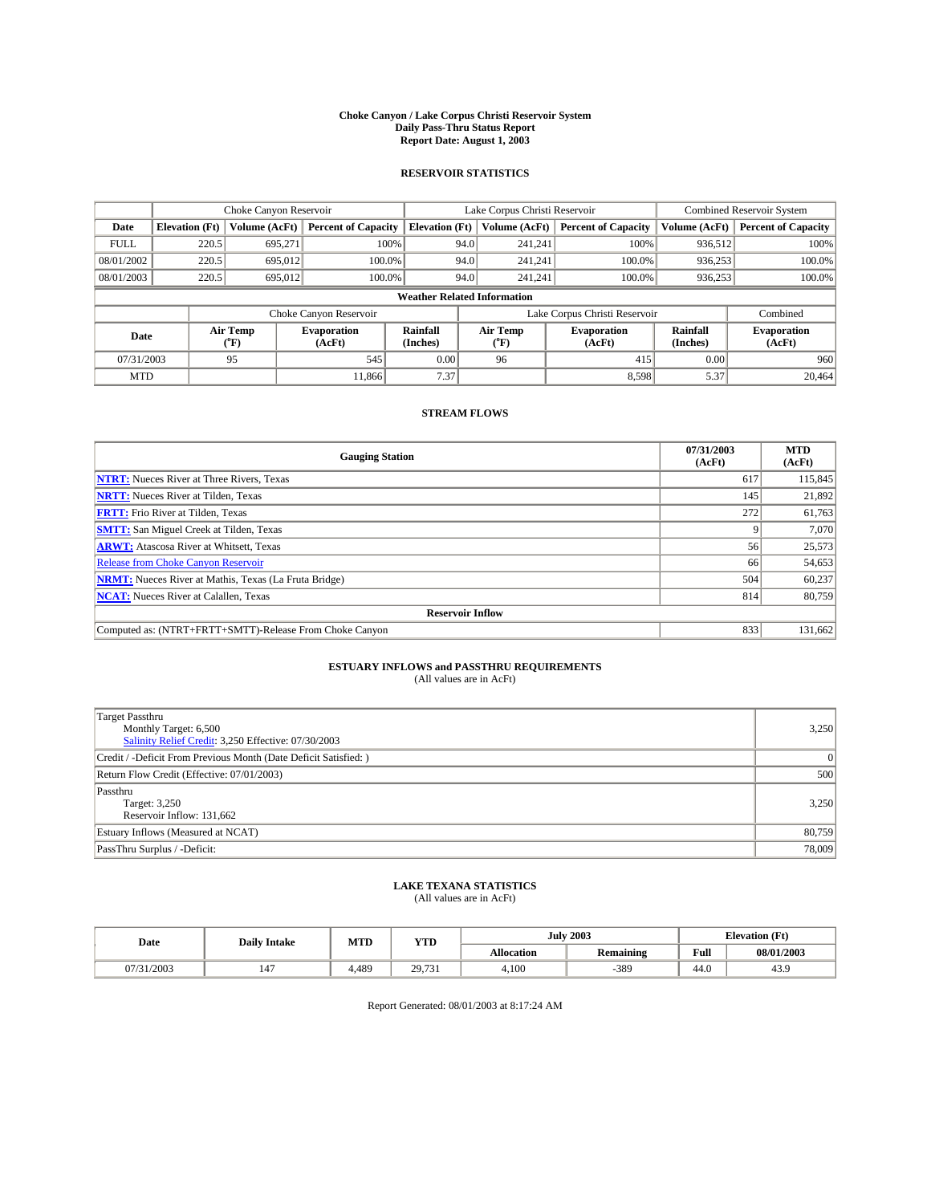# Choke Canyon / Lake Corpus Christi Reservoir System
## Daily Pass-Thru Status Report
### Report Date: August 1, 2003

## RESERVOIR STATISTICS

| | Choke Canyon Reservoir | | | Lake Corpus Christi Reservoir | | | Combined Reservoir System | |
|---|---|---|---|---|---|---|---|---|
| Date | Elevation (Ft) | Volume (AcFt) | Percent of Capacity | Elevation (Ft) | Volume (AcFt) | Percent of Capacity | Volume (AcFt) | Percent of Capacity |
| FULL | 220.5 | 695,271 | 100% | 94.0 | 241,241 | 100% | 936,512 | 100% |
| 08/01/2002 | 220.5 | 695,012 | 100.0% | 94.0 | 241,241 | 100.0% | 936,253 | 100.0% |
| 08/01/2003 | 220.5 | 695,012 | 100.0% | 94.0 | 241,241 | 100.0% | 936,253 | 100.0% |

**Weather Related Information**

| | Choke Canyon Reservoir | | | Lake Corpus Christi Reservoir | | | Combined |
|---|---|---|---|---|---|---|---|
| Date | Air Temp (°F) | Evaporation (AcFt) | Rainfall (Inches) | Air Temp (°F) | Evaporation (AcFt) | Rainfall (Inches) | Evaporation (AcFt) |
| 07/31/2003 | 95 | 545 | 0.00 | 96 | 415 | 0.00 | 960 |
| MTD | | 11,866 | 7.37 | | 8,598 | 5.37 | 20,464 |

## STREAM FLOWS

| Gauging Station | 07/31/2003 (AcFt) | MTD (AcFt) |
|---|---|---|
| NTRT: Nueces River at Three Rivers, Texas | 617 | 115,845 |
| NRTT: Nueces River at Tilden, Texas | 145 | 21,892 |
| FRTT: Frio River at Tilden, Texas | 272 | 61,763 |
| SMTT: San Miguel Creek at Tilden, Texas | 9 | 7,070 |
| ARWT: Atascosa River at Whitsett, Texas | 56 | 25,573 |
| Release from Choke Canyon Reservoir | 66 | 54,653 |
| NRMT: Nueces River at Mathis, Texas (La Fruta Bridge) | 504 | 60,237 |
| NCAT: Nueces River at Calallen, Texas | 814 | 80,759 |
| **Reservoir Inflow** | | |
| Computed as: (NTRT+FRTT+SMTT)-Release From Choke Canyon | 833 | 131,662 |

## ESTUARY INFLOWS and PASSTHRU REQUIREMENTS
(All values are in AcFt)

| | |
|---|---|
| Target Passthru<br>Monthly Target: 6,500<br>Salinity Relief Credit: 3,250 Effective: 07/30/2003 | 3,250 |
| Credit / -Deficit From Previous Month (Date Deficit Satisfied: ) | 0 |
| Return Flow Credit (Effective: 07/01/2003) | 500 |
| Passthru<br>Target: 3,250<br>Reservoir Inflow: 131,662 | 3,250 |
| Estuary Inflows (Measured at NCAT) | 80,759 |
| PassThru Surplus / -Deficit: | 78,009 |

## LAKE TEXANA STATISTICS
(All values are in AcFt)

| Date | Daily Intake | MTD | YTD | July 2003 | | Elevation (Ft) | |
|---|---|---|---|---|---|---|---|
| | | | | Allocation | Remaining | Full | 08/01/2003 |
| 07/31/2003 | 147 | 4,489 | 29,731 | 4,100 | -389 | 44.0 | 43.9 |

Report Generated: 08/01/2003 at 8:17:24 AM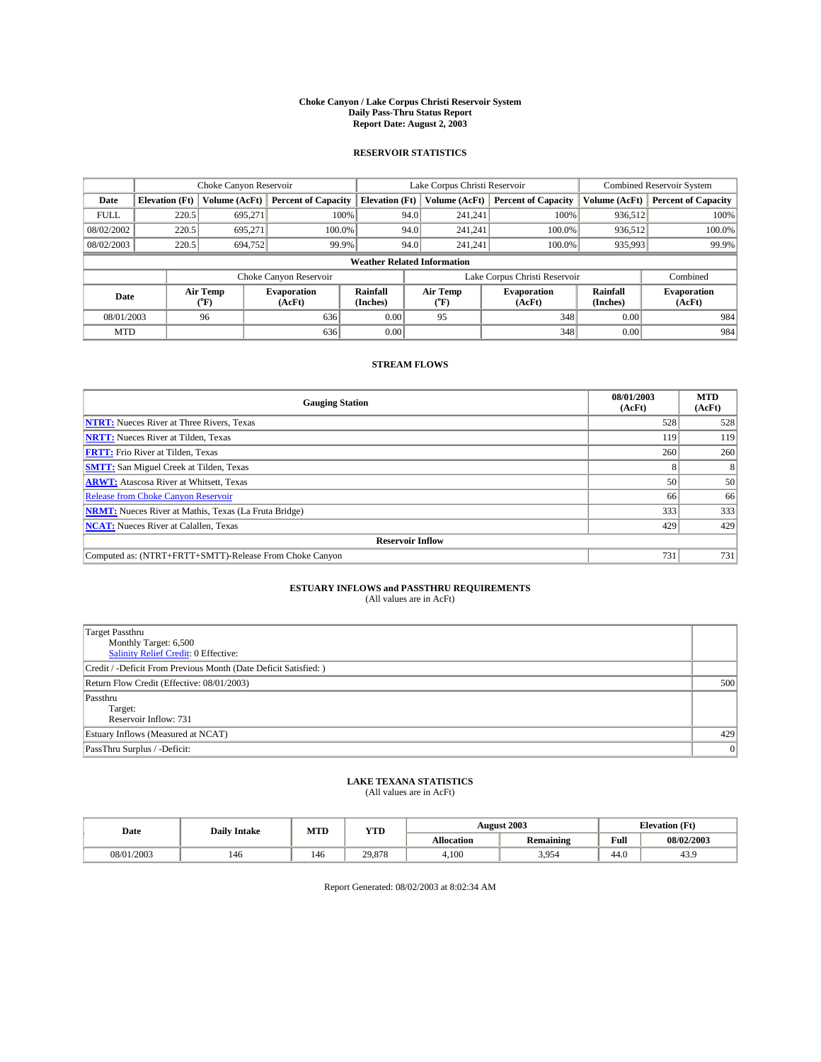# Choke Canyon / Lake Corpus Christi Reservoir System
## Daily Pass-Thru Status Report
## Report Date: August 2, 2003

### RESERVOIR STATISTICS

| | Choke Canyon Reservoir | | | Lake Corpus Christi Reservoir | | | Combined Reservoir System | |
|---|---|---|---|---|---|---|---|---|
| Date | Elevation (Ft) | Volume (AcFt) | Percent of Capacity | Elevation (Ft) | Volume (AcFt) | Percent of Capacity | Volume (AcFt) | Percent of Capacity |
| FULL | 220.5 | 695,271 | 100% | 94.0 | 241,241 | 100% | 936,512 | 100% |
| 08/02/2002 | 220.5 | 695,271 | 100.0% | 94.0 | 241,241 | 100.0% | 936,512 | 100.0% |
| 08/02/2003 | 220.5 | 694,752 | 99.9% | 94.0 | 241,241 | 100.0% | 935,993 | 99.9% |

**Weather Related Information**

| | Choke Canyon Reservoir | | | Lake Corpus Christi Reservoir | | | Combined |
|---|---|---|---|---|---|---|---|
| Date | Air Temp (°F) | Evaporation (AcFt) | Rainfall (Inches) | Air Temp (°F) | Evaporation (AcFt) | Rainfall (Inches) | Evaporation (AcFt) |
| 08/01/2003 | 96 | 636 | 0.00 | 95 | 348 | 0.00 | 984 |
| MTD | | 636 | 0.00 | | 348 | 0.00 | 984 |

### STREAM FLOWS

| Gauging Station | 08/01/2003 (AcFt) | MTD (AcFt) |
|---|---|---|
| **NTRT:** Nueces River at Three Rivers, Texas | 528 | 528 |
| **NRTT:** Nueces River at Tilden, Texas | 119 | 119 |
| **FRTT:** Frio River at Tilden, Texas | 260 | 260 |
| **SMTT:** San Miguel Creek at Tilden, Texas | 8 | 8 |
| **ARWT:** Atascosa River at Whitsett, Texas | 50 | 50 |
| Release from Choke Canyon Reservoir | 66 | 66 |
| **NRMT:** Nueces River at Mathis, Texas (La Fruta Bridge) | 333 | 333 |
| **NCAT:** Nueces River at Calallen, Texas | 429 | 429 |
| **Reservoir Inflow** | | |
| Computed as: (NTRT+FRTT+SMTT)-Release From Choke Canyon | 731 | 731 |

### ESTUARY INFLOWS and PASSTHRU REQUIREMENTS
(All values are in AcFt)

| | |
|---|---|
| Target Passthru<br>Monthly Target: 6,500<br>Salinity Relief Credit: 0 Effective: | |
| Credit / -Deficit From Previous Month (Date Deficit Satisfied: ) | |
| Return Flow Credit (Effective: 08/01/2003) | 500 |
| Passthru<br>Target:<br>Reservoir Inflow: 731 | |
| Estuary Inflows (Measured at NCAT) | 429 |
| PassThru Surplus / -Deficit: | 0 |

### LAKE TEXANA STATISTICS
(All values are in AcFt)

| Date | Daily Intake | MTD | YTD | August 2003 | | Elevation (Ft) | |
|---|---|---|---|---|---|---|---|
| | | | | Allocation | Remaining | Full | 08/02/2003 |
| 08/01/2003 | 146 | 146 | 29,878 | 4,100 | 3,954 | 44.0 | 43.9 |

Report Generated: 08/02/2003 at 8:02:34 AM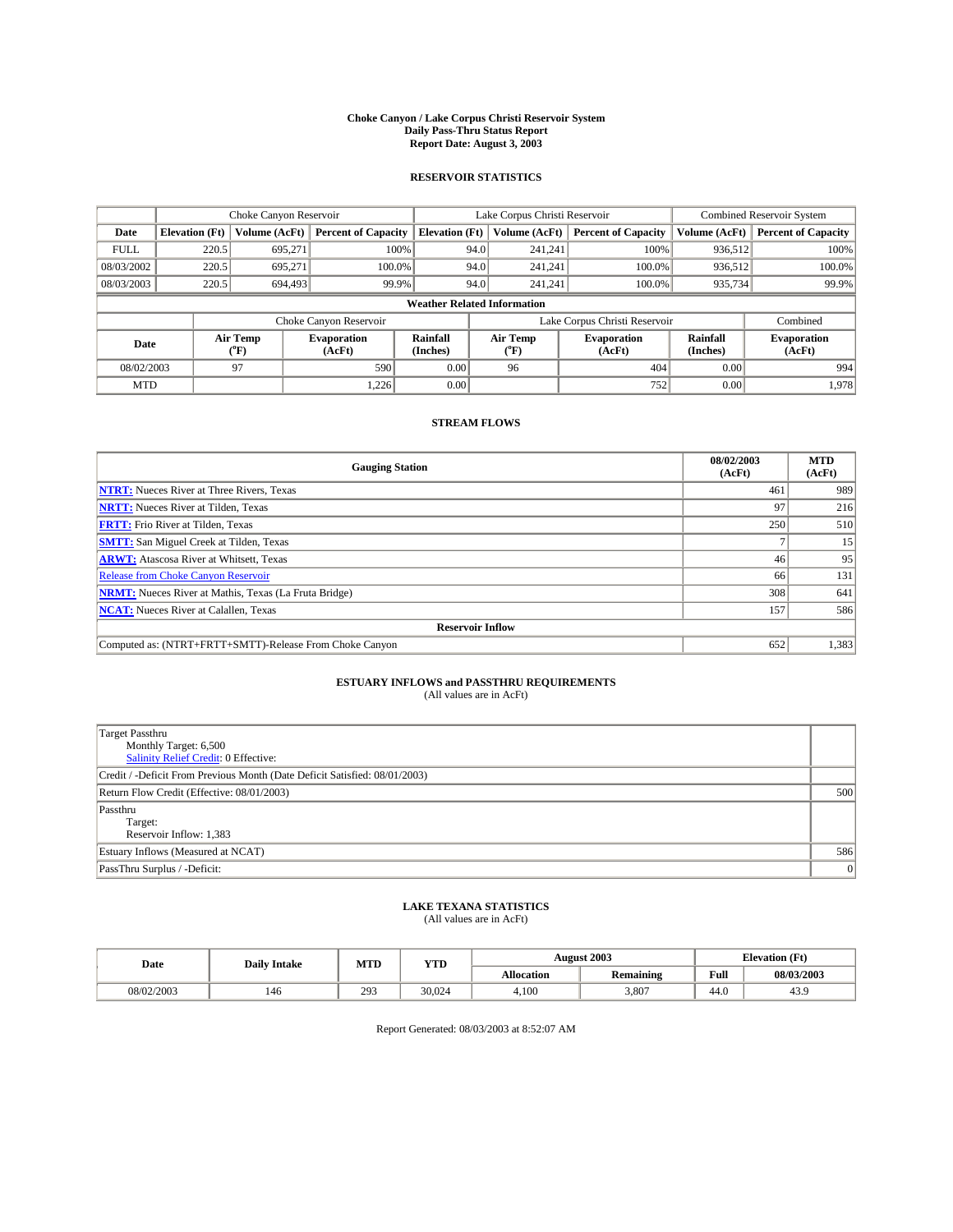# Choke Canyon / Lake Corpus Christi Reservoir System
## Daily Pass-Thru Status Report
### Report Date: August 3, 2003

## RESERVOIR STATISTICS

| | Choke Canyon Reservoir | | | Lake Corpus Christi Reservoir | | | Combined Reservoir System | |
|---|---|---|---|---|---|---|---|---|
| Date | Elevation (Ft) | Volume (AcFt) | Percent of Capacity | Elevation (Ft) | Volume (AcFt) | Percent of Capacity | Volume (AcFt) | Percent of Capacity |
| FULL | 220.5 | 695,271 | 100% | 94.0 | 241,241 | 100% | 936,512 | 100% |
| 08/03/2002 | 220.5 | 695,271 | 100.0% | 94.0 | 241,241 | 100.0% | 936,512 | 100.0% |
| 08/03/2003 | 220.5 | 694,493 | 99.9% | 94.0 | 241,241 | 100.0% | 935,734 | 99.9% |

**Weather Related Information**

| | Choke Canyon Reservoir | | | Lake Corpus Christi Reservoir | | | Combined |
|---|---|---|---|---|---|---|---|
| Date | Air Temp (°F) | Evaporation (AcFt) | Rainfall (Inches) | Air Temp (°F) | Evaporation (AcFt) | Rainfall (Inches) | Evaporation (AcFt) |
| 08/02/2003 | 97 | 590 | 0.00 | 96 | 404 | 0.00 | 994 |
| MTD | | 1,226 | 0.00 | | 752 | 0.00 | 1,978 |

## STREAM FLOWS

| Gauging Station | 08/02/2003 (AcFt) | MTD (AcFt) |
|---|---|---|
| **NTRT:** Nueces River at Three Rivers, Texas | 461 | 989 |
| **NRTT:** Nueces River at Tilden, Texas | 97 | 216 |
| **FRTT:** Frio River at Tilden, Texas | 250 | 510 |
| **SMTT:** San Miguel Creek at Tilden, Texas | 7 | 15 |
| **ARWT:** Atascosa River at Whitsett, Texas | 46 | 95 |
| Release from Choke Canyon Reservoir | 66 | 131 |
| **NRMT:** Nueces River at Mathis, Texas (La Fruta Bridge) | 308 | 641 |
| **NCAT:** Nueces River at Calallen, Texas | 157 | 586 |
| **Reservoir Inflow** | | |
| Computed as: (NTRT+FRTT+SMTT)-Release From Choke Canyon | 652 | 1,383 |

## ESTUARY INFLOWS and PASSTHRU REQUIREMENTS
(All values are in AcFt)

| | |
|---|---|
| Target Passthru<br>Monthly Target: 6,500<br>Salinity Relief Credit: 0 Effective: | |
| Credit / -Deficit From Previous Month (Date Deficit Satisfied: 08/01/2003) | |
| Return Flow Credit (Effective: 08/01/2003) | 500 |
| Passthru<br>Target:<br>Reservoir Inflow: 1,383 | |
| Estuary Inflows (Measured at NCAT) | 586 |
| PassThru Surplus / -Deficit: | 0 |

## LAKE TEXANA STATISTICS
(All values are in AcFt)

| Date | Daily Intake | MTD | YTD | August 2003 | | Elevation (Ft) | |
|---|---|---|---|---|---|---|---|
| | | | | Allocation | Remaining | Full | 08/03/2003 |
| 08/02/2003 | 146 | 293 | 30,024 | 4,100 | 3,807 | 44.0 | 43.9 |

Report Generated: 08/03/2003 at 8:52:07 AM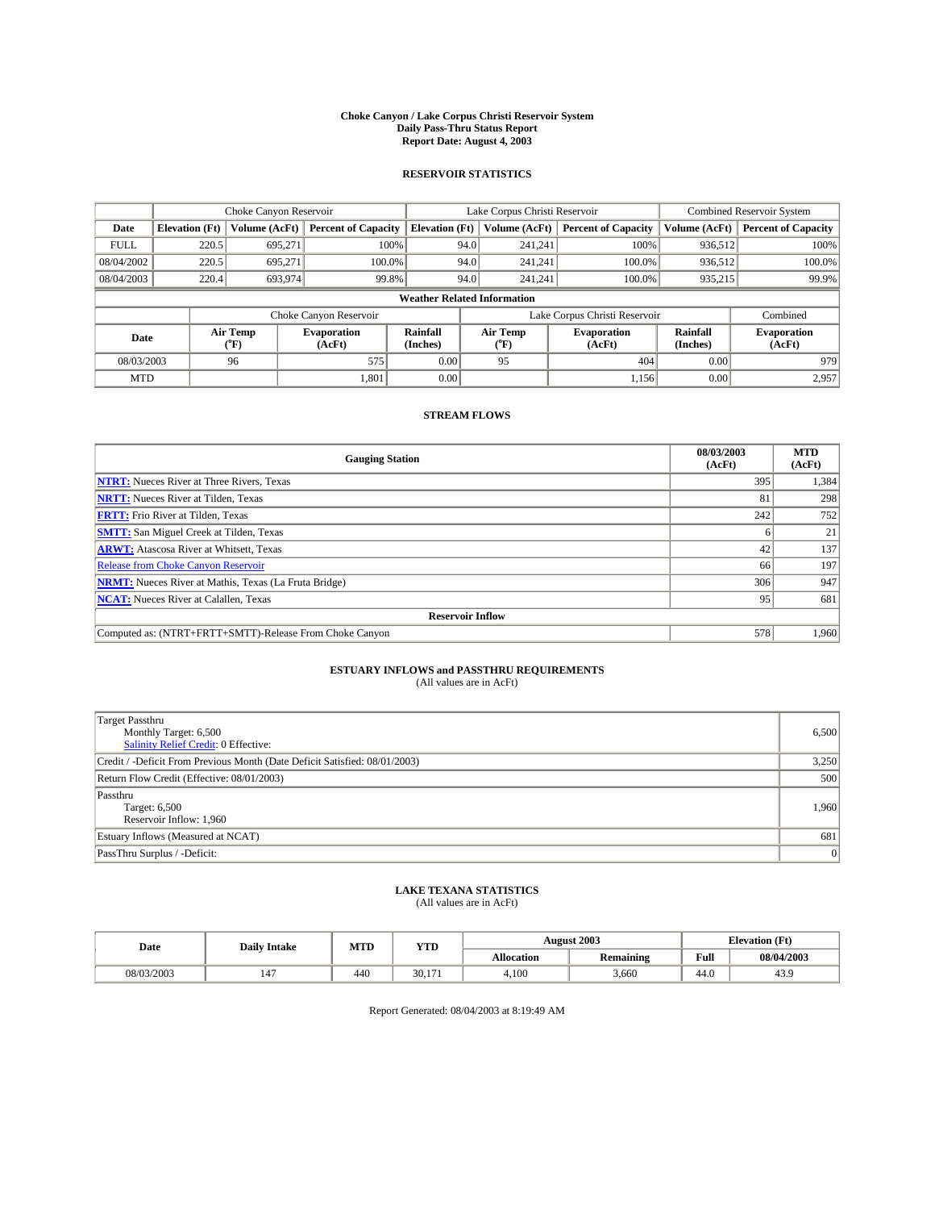# Choke Canyon / Lake Corpus Christi Reservoir System
## Daily Pass-Thru Status Report
## Report Date: August 4, 2003

### RESERVOIR STATISTICS

| | Choke Canyon Reservoir | | | Lake Corpus Christi Reservoir | | | Combined Reservoir System | |
|---|---|---|---|---|---|---|---|---|
| Date | Elevation (Ft) | Volume (AcFt) | Percent of Capacity | Elevation (Ft) | Volume (AcFt) | Percent of Capacity | Volume (AcFt) | Percent of Capacity |
| FULL | 220.5 | 695,271 | 100% | 94.0 | 241,241 | 100% | 936,512 | 100% |
| 08/04/2002 | 220.5 | 695,271 | 100.0% | 94.0 | 241,241 | 100.0% | 936,512 | 100.0% |
| 08/04/2003 | 220.4 | 693,974 | 99.8% | 94.0 | 241,241 | 100.0% | 935,215 | 99.9% |

**Weather Related Information**

| | Choke Canyon Reservoir | | | Lake Corpus Christi Reservoir | | | Combined |
|---|---|---|---|---|---|---|---|
| Date | Air Temp (°F) | Evaporation (AcFt) | Rainfall (Inches) | Air Temp (°F) | Evaporation (AcFt) | Rainfall (Inches) | Evaporation (AcFt) |
| 08/03/2003 | 96 | 575 | 0.00 | 95 | 404 | 0.00 | 979 |
| MTD | | 1,801 | 0.00 | | 1,156 | 0.00 | 2,957 |

### STREAM FLOWS

| Gauging Station | 08/03/2003 (AcFt) | MTD (AcFt) |
|---|---|---|
| NTRT: Nueces River at Three Rivers, Texas | 395 | 1,384 |
| NRTT: Nueces River at Tilden, Texas | 81 | 298 |
| FRTT: Frio River at Tilden, Texas | 242 | 752 |
| SMTT: San Miguel Creek at Tilden, Texas | 6 | 21 |
| ARWT: Atascosa River at Whitsett, Texas | 42 | 137 |
| Release from Choke Canyon Reservoir | 66 | 197 |
| NRMT: Nueces River at Mathis, Texas (La Fruta Bridge) | 306 | 947 |
| NCAT: Nueces River at Calallen, Texas | 95 | 681 |
| **Reservoir Inflow** | | |
| Computed as: (NTRT+FRTT+SMTT)-Release From Choke Canyon | 578 | 1,960 |

### ESTUARY INFLOWS and PASSTHRU REQUIREMENTS
(All values are in AcFt)

| | |
|---|---|
| Target Passthru<br>Monthly Target: 6,500<br>Salinity Relief Credit: 0 Effective: | 6,500 |
| Credit / -Deficit From Previous Month (Date Deficit Satisfied: 08/01/2003) | 3,250 |
| Return Flow Credit (Effective: 08/01/2003) | 500 |
| Passthru<br>Target: 6,500<br>Reservoir Inflow: 1,960 | 1,960 |
| Estuary Inflows (Measured at NCAT) | 681 |
| PassThru Surplus / -Deficit: | 0 |

### LAKE TEXANA STATISTICS
(All values are in AcFt)

| Date | Daily Intake | MTD | YTD | August 2003 | | Elevation (Ft) | |
|---|---|---|---|---|---|---|---|
| | | | | Allocation | Remaining | Full | 08/04/2003 |
| 08/03/2003 | 147 | 440 | 30,171 | 4,100 | 3,660 | 44.0 | 43.9 |

Report Generated: 08/04/2003 at 8:19:49 AM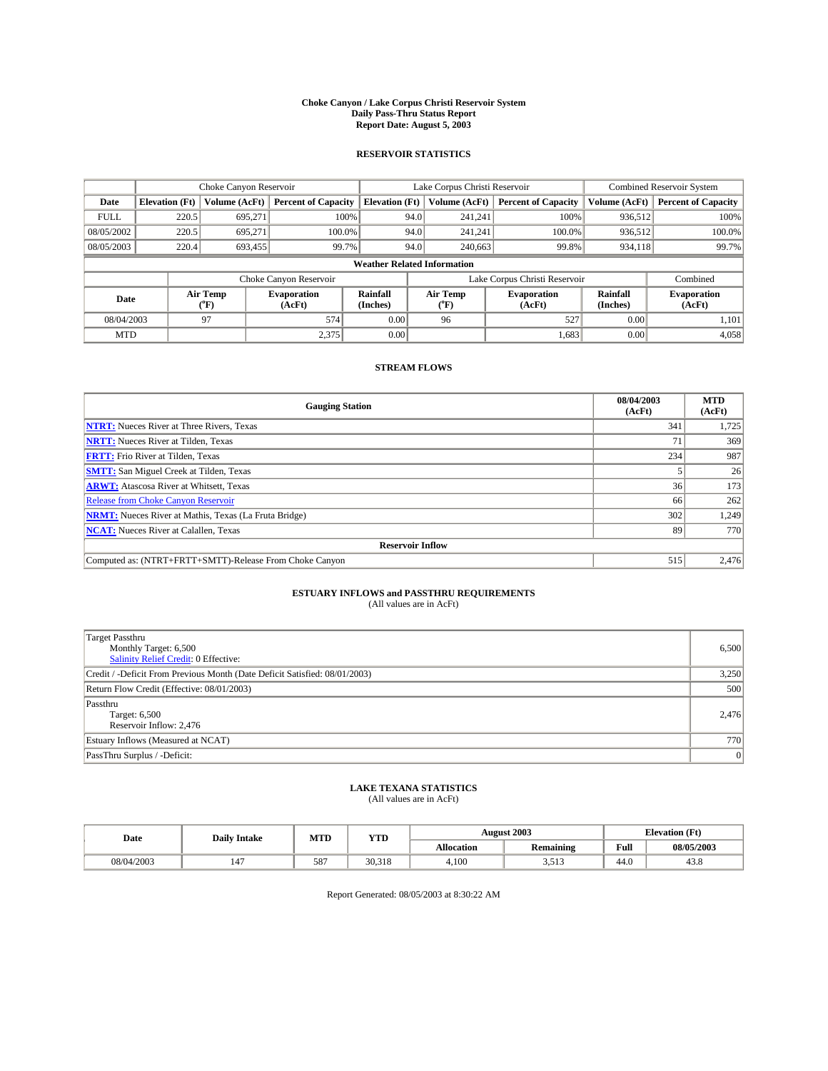# Choke Canyon / Lake Corpus Christi Reservoir System
## Daily Pass-Thru Status Report
## Report Date: August 5, 2003

### RESERVOIR STATISTICS

| | Choke Canyon Reservoir | | | Lake Corpus Christi Reservoir | | | Combined Reservoir System | |
|---|---|---|---|---|---|---|---|---|
| Date | Elevation (Ft) | Volume (AcFt) | Percent of Capacity | Elevation (Ft) | Volume (AcFt) | Percent of Capacity | Volume (AcFt) | Percent of Capacity |
| FULL | 220.5 | 695,271 | 100% | 94.0 | 241,241 | 100% | 936,512 | 100% |
| 08/05/2002 | 220.5 | 695,271 | 100.0% | 94.0 | 241,241 | 100.0% | 936,512 | 100.0% |
| 08/05/2003 | 220.4 | 693,455 | 99.7% | 94.0 | 240,663 | 99.8% | 934,118 | 99.7% |

**Weather Related Information**

| | Choke Canyon Reservoir | | | Lake Corpus Christi Reservoir | | | Combined |
|---|---|---|---|---|---|---|---|
| Date | Air Temp (°F) | Evaporation (AcFt) | Rainfall (Inches) | Air Temp (°F) | Evaporation (AcFt) | Rainfall (Inches) | Evaporation (AcFt) |
| 08/04/2003 | 97 | 574 | 0.00 | 96 | 527 | 0.00 | 1,101 |
| MTD | | 2,375 | 0.00 | | 1,683 | 0.00 | 4,058 |

### STREAM FLOWS

| Gauging Station | 08/04/2003 (AcFt) | MTD (AcFt) |
|---|---|---|
| **NTRT:** Nueces River at Three Rivers, Texas | 341 | 1,725 |
| **NRTT:** Nueces River at Tilden, Texas | 71 | 369 |
| **FRTT:** Frio River at Tilden, Texas | 234 | 987 |
| **SMTT:** San Miguel Creek at Tilden, Texas | 5 | 26 |
| **ARWT:** Atascosa River at Whitsett, Texas | 36 | 173 |
| Release from Choke Canyon Reservoir | 66 | 262 |
| **NRMT:** Nueces River at Mathis, Texas (La Fruta Bridge) | 302 | 1,249 |
| **NCAT:** Nueces River at Calallen, Texas | 89 | 770 |
| **Reservoir Inflow** | | |
| Computed as: (NTRT+FRTT+SMTT)-Release From Choke Canyon | 515 | 2,476 |

### ESTUARY INFLOWS and PASSTHRU REQUIREMENTS
(All values are in AcFt)

| | |
|---|---|
| Target Passthru<br>Monthly Target: 6,500<br>Salinity Relief Credit: 0 Effective: | 6,500 |
| Credit / -Deficit From Previous Month (Date Deficit Satisfied: 08/01/2003) | 3,250 |
| Return Flow Credit (Effective: 08/01/2003) | 500 |
| Passthru<br>Target: 6,500<br>Reservoir Inflow: 2,476 | 2,476 |
| Estuary Inflows (Measured at NCAT) | 770 |
| PassThru Surplus / -Deficit: | 0 |

### LAKE TEXANA STATISTICS
(All values are in AcFt)

| Date | Daily Intake | MTD | YTD | August 2003 | | Elevation (Ft) | |
|---|---|---|---|---|---|---|---|
| | | | | Allocation | Remaining | Full | 08/05/2003 |
| 08/04/2003 | 147 | 587 | 30,318 | 4,100 | 3,513 | 44.0 | 43.8 |

Report Generated: 08/05/2003 at 8:30:22 AM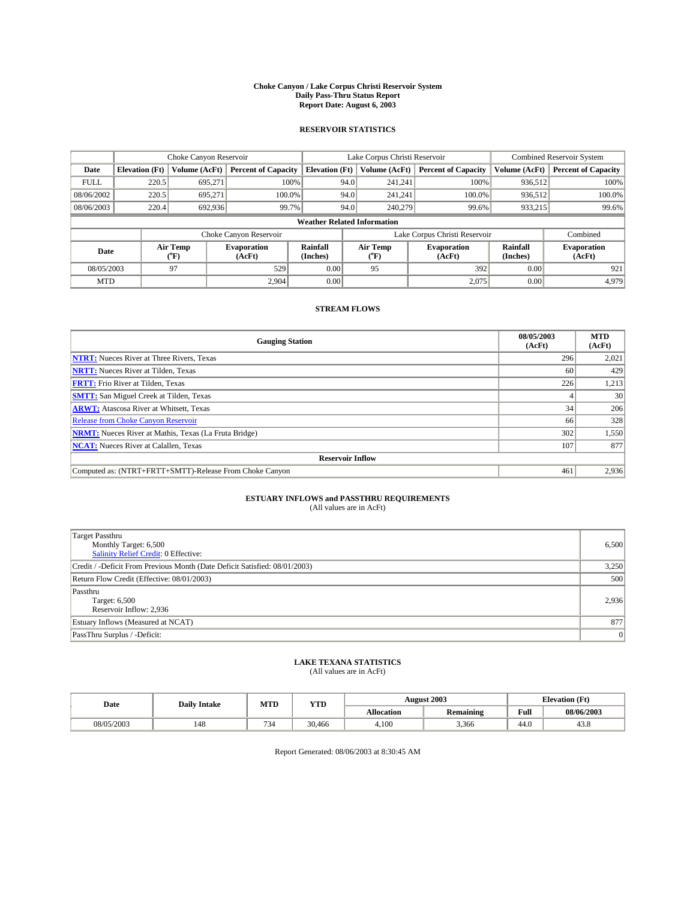# Choke Canyon / Lake Corpus Christi Reservoir System
## Daily Pass-Thru Status Report
## Report Date: August 6, 2003

### RESERVOIR STATISTICS

| | Choke Canyon Reservoir | | | Lake Corpus Christi Reservoir | | | Combined Reservoir System | |
|---|---|---|---|---|---|---|---|---|
| Date | Elevation (Ft) | Volume (AcFt) | Percent of Capacity | Elevation (Ft) | Volume (AcFt) | Percent of Capacity | Volume (AcFt) | Percent of Capacity |
| FULL | 220.5 | 695,271 | 100% | 94.0 | 241,241 | 100% | 936,512 | 100% |
| 08/06/2002 | 220.5 | 695,271 | 100.0% | 94.0 | 241,241 | 100.0% | 936,512 | 100.0% |
| 08/06/2003 | 220.4 | 692,936 | 99.7% | 94.0 | 240,279 | 99.6% | 933,215 | 99.6% |

**Weather Related Information**

| | Choke Canyon Reservoir | | | Lake Corpus Christi Reservoir | | | Combined |
|---|---|---|---|---|---|---|---|
| Date | Air Temp (°F) | Evaporation (AcFt) | Rainfall (Inches) | Air Temp (°F) | Evaporation (AcFt) | Rainfall (Inches) | Evaporation (AcFt) |
| 08/05/2003 | 97 | 529 | 0.00 | 95 | 392 | 0.00 | 921 |
| MTD | | 2,904 | 0.00 | | 2,075 | 0.00 | 4,979 |

### STREAM FLOWS

| Gauging Station | 08/05/2003 (AcFt) | MTD (AcFt) |
|---|---|---|
| **NTRT:** Nueces River at Three Rivers, Texas | 296 | 2,021 |
| **NRTT:** Nueces River at Tilden, Texas | 60 | 429 |
| **FRTT:** Frio River at Tilden, Texas | 226 | 1,213 |
| **SMTT:** San Miguel Creek at Tilden, Texas | 4 | 30 |
| **ARWT:** Atascosa River at Whitsett, Texas | 34 | 206 |
| Release from Choke Canyon Reservoir | 66 | 328 |
| **NRMT:** Nueces River at Mathis, Texas (La Fruta Bridge) | 302 | 1,550 |
| **NCAT:** Nueces River at Calallen, Texas | 107 | 877 |
| **Reservoir Inflow** | | |
| Computed as: (NTRT+FRTT+SMTT)-Release From Choke Canyon | 461 | 2,936 |

### ESTUARY INFLOWS and PASSTHRU REQUIREMENTS
(All values are in AcFt)

| | |
|---|---|
| Target Passthru<br>Monthly Target: 6,500<br>Salinity Relief Credit: 0 Effective: | 6,500 |
| Credit / -Deficit From Previous Month (Date Deficit Satisfied: 08/01/2003) | 3,250 |
| Return Flow Credit (Effective: 08/01/2003) | 500 |
| Passthru<br>Target: 6,500<br>Reservoir Inflow: 2,936 | 2,936 |
| Estuary Inflows (Measured at NCAT) | 877 |
| PassThru Surplus / -Deficit: | 0 |

### LAKE TEXANA STATISTICS
(All values are in AcFt)

| Date | Daily Intake | MTD | YTD | August 2003 | | Elevation (Ft) | |
|---|---|---|---|---|---|---|---|
| | | | | Allocation | Remaining | Full | 08/06/2003 |
| 08/05/2003 | 148 | 734 | 30,466 | 4,100 | 3,366 | 44.0 | 43.8 |

Report Generated: 08/06/2003 at 8:30:45 AM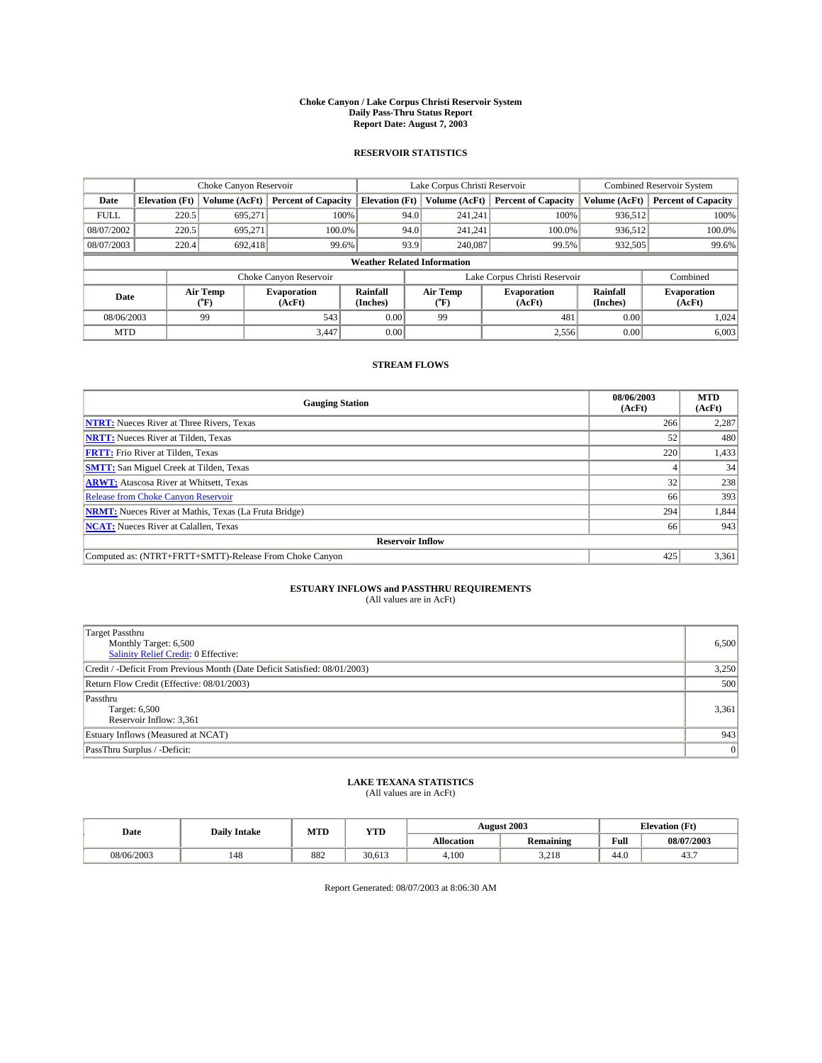# Choke Canyon / Lake Corpus Christi Reservoir System
## Daily Pass-Thru Status Report
### Report Date: August 7, 2003

## RESERVOIR STATISTICS

| | Choke Canyon Reservoir | | | Lake Corpus Christi Reservoir | | | Combined Reservoir System | |
|---|---|---|---|---|---|---|---|---|
| Date | Elevation (Ft) | Volume (AcFt) | Percent of Capacity | Elevation (Ft) | Volume (AcFt) | Percent of Capacity | Volume (AcFt) | Percent of Capacity |
| FULL | 220.5 | 695,271 | 100% | 94.0 | 241,241 | 100% | 936,512 | 100% |
| 08/07/2002 | 220.5 | 695,271 | 100.0% | 94.0 | 241,241 | 100.0% | 936,512 | 100.0% |
| 08/07/2003 | 220.4 | 692,418 | 99.6% | 93.9 | 240,087 | 99.5% | 932,505 | 99.6% |

**Weather Related Information**

| | Choke Canyon Reservoir | | | Lake Corpus Christi Reservoir | | | Combined |
|---|---|---|---|---|---|---|---|
| Date | Air Temp (°F) | Evaporation (AcFt) | Rainfall (Inches) | Air Temp (°F) | Evaporation (AcFt) | Rainfall (Inches) | Evaporation (AcFt) |
| 08/06/2003 | 99 | 543 | 0.00 | 99 | 481 | 0.00 | 1,024 |
| MTD | | 3,447 | 0.00 | | 2,556 | 0.00 | 6,003 |

## STREAM FLOWS

| Gauging Station | 08/06/2003 (AcFt) | MTD (AcFt) |
|---|---|---|
| NTRT: Nueces River at Three Rivers, Texas | 266 | 2,287 |
| NRTT: Nueces River at Tilden, Texas | 52 | 480 |
| FRTT: Frio River at Tilden, Texas | 220 | 1,433 |
| SMTT: San Miguel Creek at Tilden, Texas | 4 | 34 |
| ARWT: Atascosa River at Whitsett, Texas | 32 | 238 |
| Release from Choke Canyon Reservoir | 66 | 393 |
| NRMT: Nueces River at Mathis, Texas (La Fruta Bridge) | 294 | 1,844 |
| NCAT: Nueces River at Calallen, Texas | 66 | 943 |
| **Reservoir Inflow** | | |
| Computed as: (NTRT+FRTT+SMTT)-Release From Choke Canyon | 425 | 3,361 |

## ESTUARY INFLOWS and PASSTHRU REQUIREMENTS
(All values are in AcFt)

| | |
|---|---|
| Target Passthru<br>Monthly Target: 6,500<br>Salinity Relief Credit: 0 Effective: | 6,500 |
| Credit / -Deficit From Previous Month (Date Deficit Satisfied: 08/01/2003) | 3,250 |
| Return Flow Credit (Effective: 08/01/2003) | 500 |
| Passthru<br>Target: 6,500<br>Reservoir Inflow: 3,361 | 3,361 |
| Estuary Inflows (Measured at NCAT) | 943 |
| PassThru Surplus / -Deficit: | 0 |

## LAKE TEXANA STATISTICS
(All values are in AcFt)

| Date | Daily Intake | MTD | YTD | August 2003 | | Elevation (Ft) | |
|---|---|---|---|---|---|---|---|
| | | | | Allocation | Remaining | Full | 08/07/2003 |
| 08/06/2003 | 148 | 882 | 30,613 | 4,100 | 3,218 | 44.0 | 43.7 |

Report Generated: 08/07/2003 at 8:06:30 AM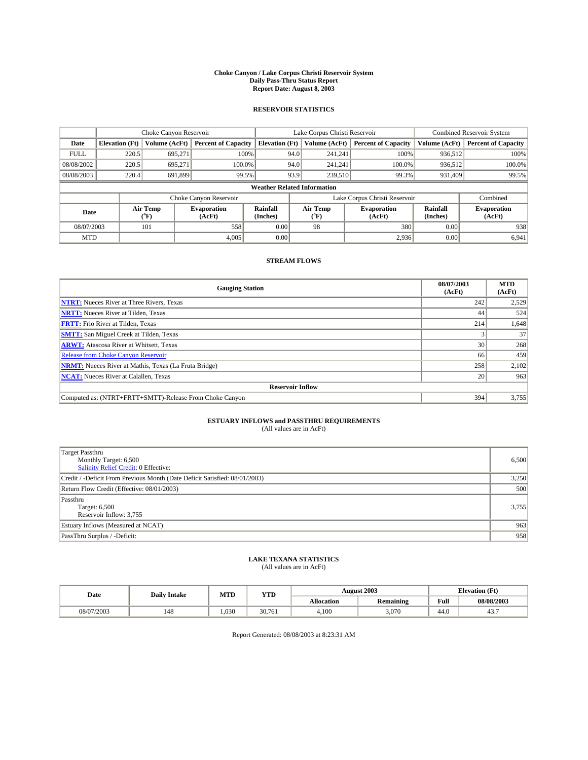# Choke Canyon / Lake Corpus Christi Reservoir System
## Daily Pass-Thru Status Report
### Report Date: August 8, 2003

## RESERVOIR STATISTICS

| | Choke Canyon Reservoir | | | Lake Corpus Christi Reservoir | | | Combined Reservoir System | |
|---|---|---|---|---|---|---|---|---|
| Date | Elevation (Ft) | Volume (AcFt) | Percent of Capacity | Elevation (Ft) | Volume (AcFt) | Percent of Capacity | Volume (AcFt) | Percent of Capacity |
| FULL | 220.5 | 695,271 | 100% | 94.0 | 241,241 | 100% | 936,512 | 100% |
| 08/08/2002 | 220.5 | 695,271 | 100.0% | 94.0 | 241,241 | 100.0% | 936,512 | 100.0% |
| 08/08/2003 | 220.4 | 691,899 | 99.5% | 93.9 | 239,510 | 99.3% | 931,409 | 99.5% |

**Weather Related Information**

| | Choke Canyon Reservoir | | | Lake Corpus Christi Reservoir | | | Combined |
|---|---|---|---|---|---|---|---|
| Date | Air Temp (°F) | Evaporation (AcFt) | Rainfall (Inches) | Air Temp (°F) | Evaporation (AcFt) | Rainfall (Inches) | Evaporation (AcFt) |
| 08/07/2003 | 101 | 558 | 0.00 | 98 | 380 | 0.00 | 938 |
| MTD | | 4,005 | 0.00 | | 2,936 | 0.00 | 6,941 |

## STREAM FLOWS

| Gauging Station | 08/07/2003 (AcFt) | MTD (AcFt) |
|---|---|---|
| **NTRT:** Nueces River at Three Rivers, Texas | 242 | 2,529 |
| **NRTT:** Nueces River at Tilden, Texas | 44 | 524 |
| **FRTT:** Frio River at Tilden, Texas | 214 | 1,648 |
| **SMTT:** San Miguel Creek at Tilden, Texas | 3 | 37 |
| **ARWT:** Atascosa River at Whitsett, Texas | 30 | 268 |
| Release from Choke Canyon Reservoir | 66 | 459 |
| **NRMT:** Nueces River at Mathis, Texas (La Fruta Bridge) | 258 | 2,102 |
| **NCAT:** Nueces River at Calallen, Texas | 20 | 963 |
| **Reservoir Inflow** | | |
| Computed as: (NTRT+FRTT+SMTT)-Release From Choke Canyon | 394 | 3,755 |

## ESTUARY INFLOWS and PASSTHRU REQUIREMENTS
(All values are in AcFt)

| | |
|---|---|
| Target Passthru<br>Monthly Target: 6,500<br>Salinity Relief Credit: 0 Effective: | 6,500 |
| Credit / -Deficit From Previous Month (Date Deficit Satisfied: 08/01/2003) | 3,250 |
| Return Flow Credit (Effective: 08/01/2003) | 500 |
| Passthru<br>Target: 6,500<br>Reservoir Inflow: 3,755 | 3,755 |
| Estuary Inflows (Measured at NCAT) | 963 |
| PassThru Surplus / -Deficit: | 958 |

## LAKE TEXANA STATISTICS
(All values are in AcFt)

| Date | Daily Intake | MTD | YTD | August 2003 | | Elevation (Ft) | |
|---|---|---|---|---|---|---|---|
| | | | | Allocation | Remaining | Full | 08/08/2003 |
| 08/07/2003 | 148 | 1,030 | 30,761 | 4,100 | 3,070 | 44.0 | 43.7 |

Report Generated: 08/08/2003 at 8:23:31 AM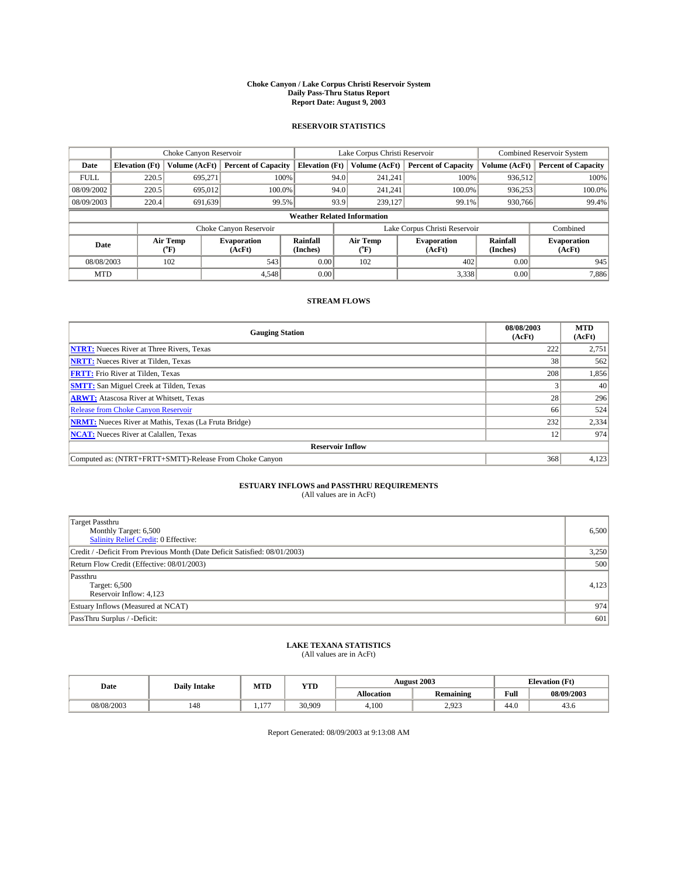# Choke Canyon / Lake Corpus Christi Reservoir System
## Daily Pass-Thru Status Report
### Report Date: August 9, 2003

## RESERVOIR STATISTICS

| | Choke Canyon Reservoir | | | Lake Corpus Christi Reservoir | | | Combined Reservoir System | |
|---|---|---|---|---|---|---|---|---|
| Date | Elevation (Ft) | Volume (AcFt) | Percent of Capacity | Elevation (Ft) | Volume (AcFt) | Percent of Capacity | Volume (AcFt) | Percent of Capacity |
| FULL | 220.5 | 695,271 | 100% | 94.0 | 241,241 | 100% | 936,512 | 100% |
| 08/09/2002 | 220.5 | 695,012 | 100.0% | 94.0 | 241,241 | 100.0% | 936,253 | 100.0% |
| 08/09/2003 | 220.4 | 691,639 | 99.5% | 93.9 | 239,127 | 99.1% | 930,766 | 99.4% |

**Weather Related Information**

| | Choke Canyon Reservoir | | | Lake Corpus Christi Reservoir | | | Combined |
|---|---|---|---|---|---|---|---|
| Date | Air Temp (°F) | Evaporation (AcFt) | Rainfall (Inches) | Air Temp (°F) | Evaporation (AcFt) | Rainfall (Inches) | Evaporation (AcFt) |
| 08/08/2003 | 102 | 543 | 0.00 | 102 | 402 | 0.00 | 945 |
| MTD | | 4,548 | 0.00 | | 3,338 | 0.00 | 7,886 |

## STREAM FLOWS

| Gauging Station | 08/08/2003 (AcFt) | MTD (AcFt) |
|---|---|---|
| **NTRT:** Nueces River at Three Rivers, Texas | 222 | 2,751 |
| **NRTT:** Nueces River at Tilden, Texas | 38 | 562 |
| **FRTT:** Frio River at Tilden, Texas | 208 | 1,856 |
| **SMTT:** San Miguel Creek at Tilden, Texas | 3 | 40 |
| **ARWT:** Atascosa River at Whitsett, Texas | 28 | 296 |
| Release from Choke Canyon Reservoir | 66 | 524 |
| **NRMT:** Nueces River at Mathis, Texas (La Fruta Bridge) | 232 | 2,334 |
| **NCAT:** Nueces River at Calallen, Texas | 12 | 974 |
| **Reservoir Inflow** | | |
| Computed as: (NTRT+FRTT+SMTT)-Release From Choke Canyon | 368 | 4,123 |

## ESTUARY INFLOWS and PASSTHRU REQUIREMENTS
(All values are in AcFt)

| | |
|---|---|
| Target Passthru<br>Monthly Target: 6,500<br>Salinity Relief Credit: 0 Effective: | 6,500 |
| Credit / -Deficit From Previous Month (Date Deficit Satisfied: 08/01/2003) | 3,250 |
| Return Flow Credit (Effective: 08/01/2003) | 500 |
| Passthru<br>Target: 6,500<br>Reservoir Inflow: 4,123 | 4,123 |
| Estuary Inflows (Measured at NCAT) | 974 |
| PassThru Surplus / -Deficit: | 601 |

## LAKE TEXANA STATISTICS
(All values are in AcFt)

| Date | Daily Intake | MTD | YTD | August 2003 | | Elevation (Ft) | |
|---|---|---|---|---|---|---|---|
| | | | | Allocation | Remaining | Full | 08/09/2003 |
| 08/08/2003 | 148 | 1,177 | 30,909 | 4,100 | 2,923 | 44.0 | 43.6 |

Report Generated: 08/09/2003 at 9:13:08 AM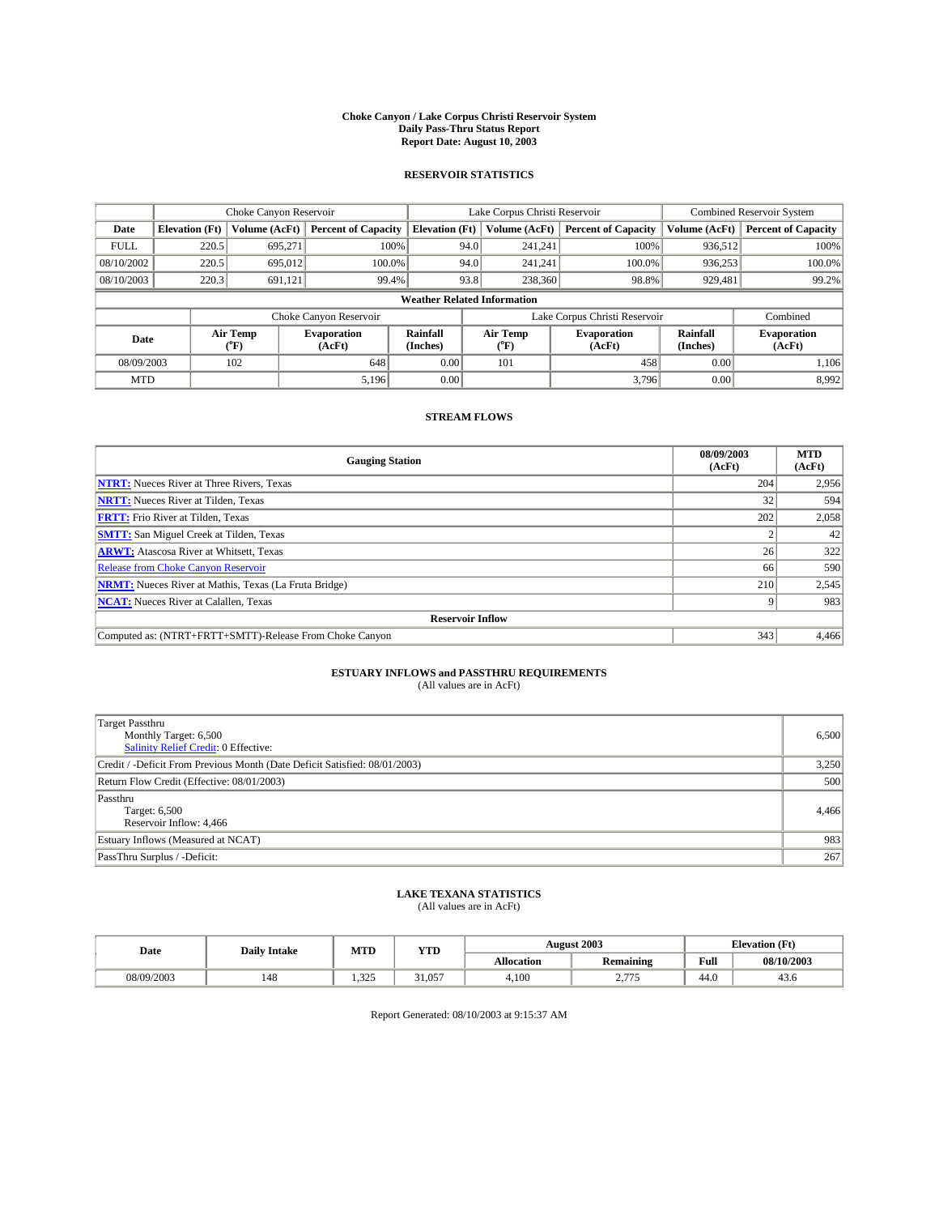# Choke Canyon / Lake Corpus Christi Reservoir System
## Daily Pass-Thru Status Report
### Report Date: August 10, 2003

## RESERVOIR STATISTICS

| | Choke Canyon Reservoir | | | Lake Corpus Christi Reservoir | | | Combined Reservoir System | |
|---|---|---|---|---|---|---|---|---|
| **Date** | **Elevation (Ft)** | **Volume (AcFt)** | **Percent of Capacity** | **Elevation (Ft)** | **Volume (AcFt)** | **Percent of Capacity** | **Volume (AcFt)** | **Percent of Capacity** |
| FULL | 220.5 | 695,271 | 100% | 94.0 | 241,241 | 100% | 936,512 | 100% |
| 08/10/2002 | 220.5 | 695,012 | 100.0% | 94.0 | 241,241 | 100.0% | 936,253 | 100.0% |
| 08/10/2003 | 220.3 | 691,121 | 99.4% | 93.8 | 238,360 | 98.8% | 929,481 | 99.2% |

**Weather Related Information**

| | Choke Canyon Reservoir | | | Lake Corpus Christi Reservoir | | | Combined |
|---|---|---|---|---|---|---|---|
| **Date** | **Air Temp (°F)** | **Evaporation (AcFt)** | **Rainfall (Inches)** | **Air Temp (°F)** | **Evaporation (AcFt)** | **Rainfall (Inches)** | **Evaporation (AcFt)** |
| 08/09/2003 | 102 | 648 | 0.00 | 101 | 458 | 0.00 | 1,106 |
| MTD | | 5,196 | 0.00 | | 3,796 | 0.00 | 8,992 |

## STREAM FLOWS

| Gauging Station | 08/09/2003 (AcFt) | MTD (AcFt) |
|---|---|---|
| **NTRT:** Nueces River at Three Rivers, Texas | 204 | 2,956 |
| **NRTT:** Nueces River at Tilden, Texas | 32 | 594 |
| **FRTT:** Frio River at Tilden, Texas | 202 | 2,058 |
| **SMTT:** San Miguel Creek at Tilden, Texas | 2 | 42 |
| **ARWT:** Atascosa River at Whitsett, Texas | 26 | 322 |
| Release from Choke Canyon Reservoir | 66 | 590 |
| **NRMT:** Nueces River at Mathis, Texas (La Fruta Bridge) | 210 | 2,545 |
| **NCAT:** Nueces River at Calallen, Texas | 9 | 983 |
| **Reservoir Inflow** | | |
| Computed as: (NTRT+FRTT+SMTT)-Release From Choke Canyon | 343 | 4,466 |

## ESTUARY INFLOWS and PASSTHRU REQUIREMENTS
(All values are in AcFt)

| | |
|---|---|
| Target Passthru<br>Monthly Target: 6,500<br>Salinity Relief Credit: 0 Effective: | 6,500 |
| Credit / -Deficit From Previous Month (Date Deficit Satisfied: 08/01/2003) | 3,250 |
| Return Flow Credit (Effective: 08/01/2003) | 500 |
| Passthru<br>Target: 6,500<br>Reservoir Inflow: 4,466 | 4,466 |
| Estuary Inflows (Measured at NCAT) | 983 |
| PassThru Surplus / -Deficit: | 267 |

## LAKE TEXANA STATISTICS
(All values are in AcFt)

| Date | Daily Intake | MTD | YTD | August 2003 | | Elevation (Ft) | |
|---|---|---|---|---|---|---|---|
| | | | | **Allocation** | **Remaining** | **Full** | **08/10/2003** |
| 08/09/2003 | 148 | 1,325 | 31,057 | 4,100 | 2,775 | 44.0 | 43.6 |

Report Generated: 08/10/2003 at 9:15:37 AM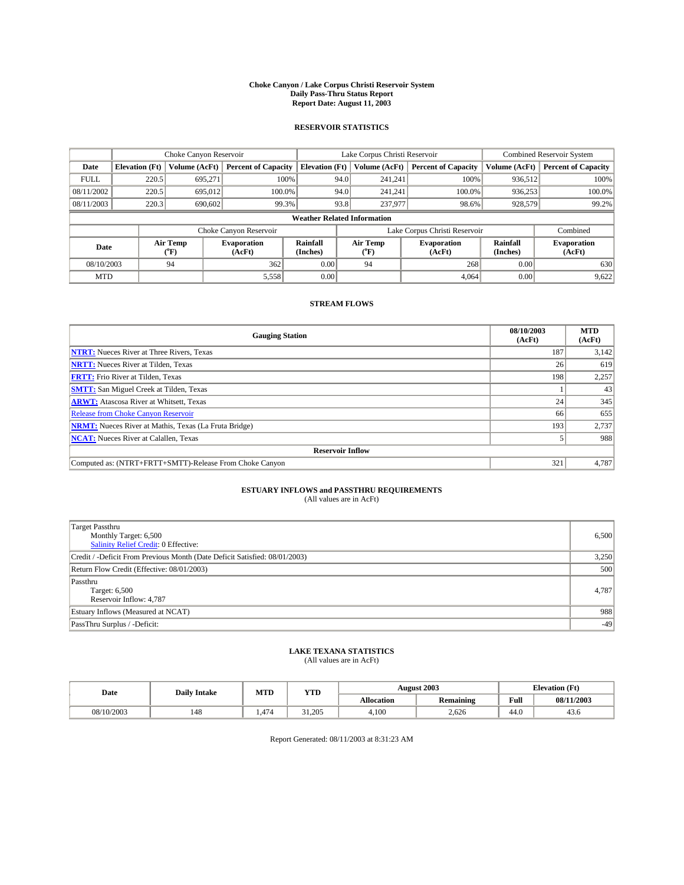# Choke Canyon / Lake Corpus Christi Reservoir System
## Daily Pass-Thru Status Report
### Report Date: August 11, 2003

## RESERVOIR STATISTICS

| | Choke Canyon Reservoir | | | Lake Corpus Christi Reservoir | | | Combined Reservoir System | |
|---|---|---|---|---|---|---|---|---|
| Date | Elevation (Ft) | Volume (AcFt) | Percent of Capacity | Elevation (Ft) | Volume (AcFt) | Percent of Capacity | Volume (AcFt) | Percent of Capacity |
| FULL | 220.5 | 695,271 | 100% | 94.0 | 241,241 | 100% | 936,512 | 100% |
| 08/11/2002 | 220.5 | 695,012 | 100.0% | 94.0 | 241,241 | 100.0% | 936,253 | 100.0% |
| 08/11/2003 | 220.3 | 690,602 | 99.3% | 93.8 | 237,977 | 98.6% | 928,579 | 99.2% |

**Weather Related Information**

| | Choke Canyon Reservoir | | | Lake Corpus Christi Reservoir | | | Combined |
|---|---|---|---|---|---|---|---|
| Date | Air Temp (°F) | Evaporation (AcFt) | Rainfall (Inches) | Air Temp (°F) | Evaporation (AcFt) | Rainfall (Inches) | Evaporation (AcFt) |
| 08/10/2003 | 94 | 362 | 0.00 | 94 | 268 | 0.00 | 630 |
| MTD | | 5,558 | 0.00 | | 4,064 | 0.00 | 9,622 |

## STREAM FLOWS

| Gauging Station | 08/10/2003 (AcFt) | MTD (AcFt) |
|---|---|---|
| NTRT: Nueces River at Three Rivers, Texas | 187 | 3,142 |
| NRTT: Nueces River at Tilden, Texas | 26 | 619 |
| FRTT: Frio River at Tilden, Texas | 198 | 2,257 |
| SMTT: San Miguel Creek at Tilden, Texas | 1 | 43 |
| ARWT: Atascosa River at Whitsett, Texas | 24 | 345 |
| Release from Choke Canyon Reservoir | 66 | 655 |
| NRMT: Nueces River at Mathis, Texas (La Fruta Bridge) | 193 | 2,737 |
| NCAT: Nueces River at Calallen, Texas | 5 | 988 |
| **Reservoir Inflow** | | |
| Computed as: (NTRT+FRTT+SMTT)-Release From Choke Canyon | 321 | 4,787 |

## ESTUARY INFLOWS and PASSTHRU REQUIREMENTS
(All values are in AcFt)

| | |
|---|---|
| Target Passthru<br>Monthly Target: 6,500<br>Salinity Relief Credit: 0 Effective: | 6,500 |
| Credit / -Deficit From Previous Month (Date Deficit Satisfied: 08/01/2003) | 3,250 |
| Return Flow Credit (Effective: 08/01/2003) | 500 |
| Passthru<br>Target: 6,500<br>Reservoir Inflow: 4,787 | 4,787 |
| Estuary Inflows (Measured at NCAT) | 988 |
| PassThru Surplus / -Deficit: | -49 |

## LAKE TEXANA STATISTICS
(All values are in AcFt)

| Date | Daily Intake | MTD | YTD | August 2003 | | Elevation (Ft) | |
|---|---|---|---|---|---|---|---|
| | | | | Allocation | Remaining | Full | 08/11/2003 |
| 08/10/2003 | 148 | 1,474 | 31,205 | 4,100 | 2,626 | 44.0 | 43.6 |

Report Generated: 08/11/2003 at 8:31:23 AM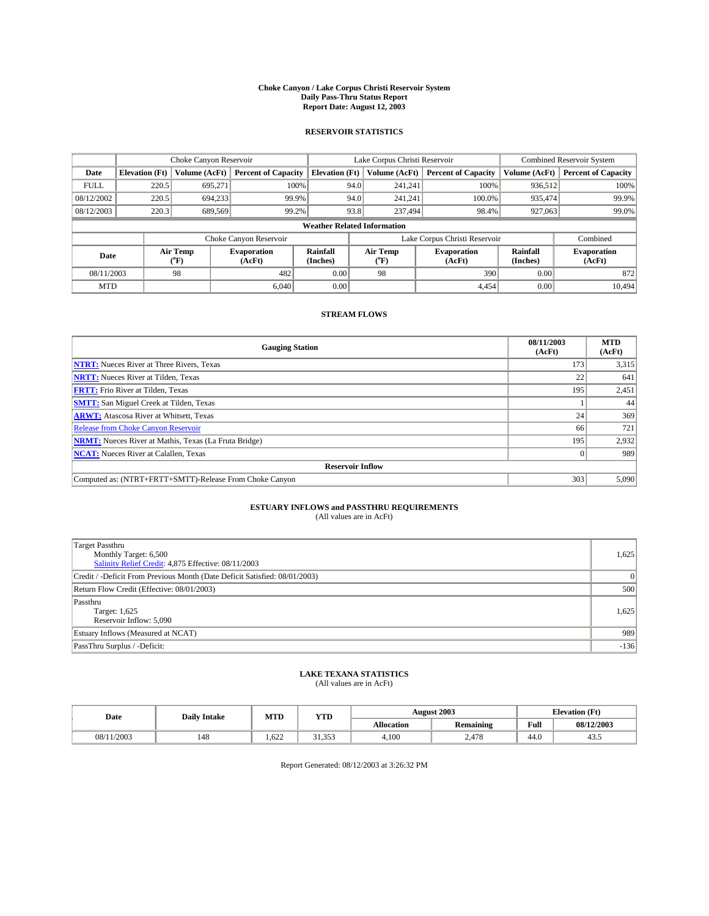# Choke Canyon / Lake Corpus Christi Reservoir System
## Daily Pass-Thru Status Report
### Report Date: August 12, 2003

## RESERVOIR STATISTICS

| | Choke Canyon Reservoir | | | Lake Corpus Christi Reservoir | | | Combined Reservoir System | |
|---|---|---|---|---|---|---|---|---|
| Date | Elevation (Ft) | Volume (AcFt) | Percent of Capacity | Elevation (Ft) | Volume (AcFt) | Percent of Capacity | Volume (AcFt) | Percent of Capacity |
| FULL | 220.5 | 695,271 | 100% | 94.0 | 241,241 | 100% | 936,512 | 100% |
| 08/12/2002 | 220.5 | 694,233 | 99.9% | 94.0 | 241,241 | 100.0% | 935,474 | 99.9% |
| 08/12/2003 | 220.3 | 689,569 | 99.2% | 93.8 | 237,494 | 98.4% | 927,063 | 99.0% |

**Weather Related Information**

| | Choke Canyon Reservoir | | | Lake Corpus Christi Reservoir | | | Combined |
|---|---|---|---|---|---|---|---|
| Date | Air Temp (°F) | Evaporation (AcFt) | Rainfall (Inches) | Air Temp (°F) | Evaporation (AcFt) | Rainfall (Inches) | Evaporation (AcFt) |
| 08/11/2003 | 98 | 482 | 0.00 | 98 | 390 | 0.00 | 872 |
| MTD | | 6,040 | 0.00 | | 4,454 | 0.00 | 10,494 |

## STREAM FLOWS

| Gauging Station | 08/11/2003 (AcFt) | MTD (AcFt) |
|---|---|---|
| **NTRT:** Nueces River at Three Rivers, Texas | 173 | 3,315 |
| **NRTT:** Nueces River at Tilden, Texas | 22 | 641 |
| **FRTT:** Frio River at Tilden, Texas | 195 | 2,451 |
| **SMTT:** San Miguel Creek at Tilden, Texas | 1 | 44 |
| **ARWT:** Atascosa River at Whitsett, Texas | 24 | 369 |
| Release from Choke Canyon Reservoir | 66 | 721 |
| **NRMT:** Nueces River at Mathis, Texas (La Fruta Bridge) | 195 | 2,932 |
| **NCAT:** Nueces River at Calallen, Texas | 0 | 989 |
| **Reservoir Inflow** | | |
| Computed as: (NTRT+FRTT+SMTT)-Release From Choke Canyon | 303 | 5,090 |

## ESTUARY INFLOWS and PASSTHRU REQUIREMENTS
(All values are in AcFt)

| | |
|---|---|
| Target Passthru<br>Monthly Target: 6,500<br>Salinity Relief Credit: 4,875 Effective: 08/11/2003 | 1,625 |
| Credit / -Deficit From Previous Month (Date Deficit Satisfied: 08/01/2003) | 0 |
| Return Flow Credit (Effective: 08/01/2003) | 500 |
| Passthru<br>Target: 1,625<br>Reservoir Inflow: 5,090 | 1,625 |
| Estuary Inflows (Measured at NCAT) | 989 |
| PassThru Surplus / -Deficit: | -136 |

## LAKE TEXANA STATISTICS
(All values are in AcFt)

| Date | Daily Intake | MTD | YTD | August 2003 | | Elevation (Ft) | |
|---|---|---|---|---|---|---|---|
| | | | | Allocation | Remaining | Full | 08/12/2003 |
| 08/11/2003 | 148 | 1,622 | 31,353 | 4,100 | 2,478 | 44.0 | 43.5 |

Report Generated: 08/12/2003 at 3:26:32 PM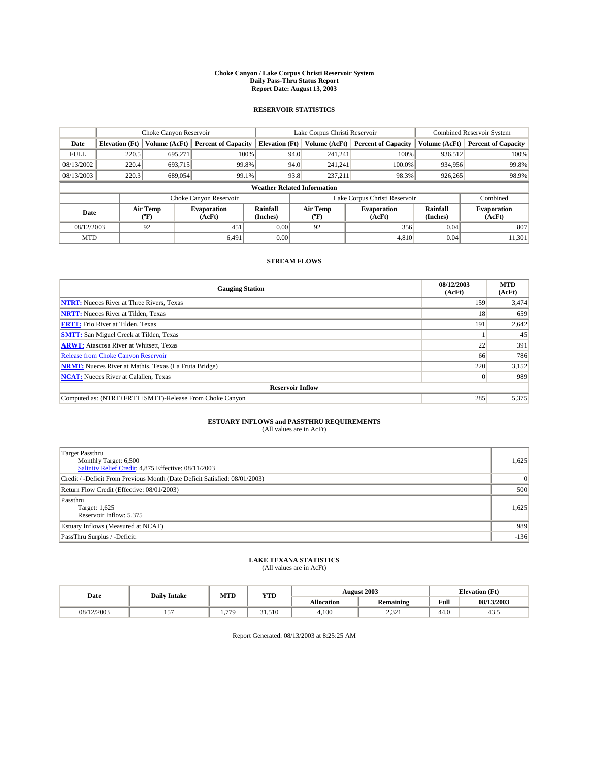# Choke Canyon / Lake Corpus Christi Reservoir System
## Daily Pass-Thru Status Report
### Report Date: August 13, 2003

## RESERVOIR STATISTICS

| | Choke Canyon Reservoir | | | Lake Corpus Christi Reservoir | | | Combined Reservoir System | |
|---|---|---|---|---|---|---|---|---|
| Date | Elevation (Ft) | Volume (AcFt) | Percent of Capacity | Elevation (Ft) | Volume (AcFt) | Percent of Capacity | Volume (AcFt) | Percent of Capacity |
| FULL | 220.5 | 695,271 | 100% | 94.0 | 241,241 | 100% | 936,512 | 100% |
| 08/13/2002 | 220.4 | 693,715 | 99.8% | 94.0 | 241,241 | 100.0% | 934,956 | 99.8% |
| 08/13/2003 | 220.3 | 689,054 | 99.1% | 93.8 | 237,211 | 98.3% | 926,265 | 98.9% |

**Weather Related Information**

| | Choke Canyon Reservoir | | | Lake Corpus Christi Reservoir | | | Combined |
|---|---|---|---|---|---|---|---|
| Date | Air Temp (°F) | Evaporation (AcFt) | Rainfall (Inches) | Air Temp (°F) | Evaporation (AcFt) | Rainfall (Inches) | Evaporation (AcFt) |
| 08/12/2003 | 92 | 451 | 0.00 | 92 | 356 | 0.04 | 807 |
| MTD | | 6,491 | 0.00 | | 4,810 | 0.04 | 11,301 |

## STREAM FLOWS

| Gauging Station | 08/12/2003 (AcFt) | MTD (AcFt) |
|---|---|---|
| **NTRT:** Nueces River at Three Rivers, Texas | 159 | 3,474 |
| **NRTT:** Nueces River at Tilden, Texas | 18 | 659 |
| **FRTT:** Frio River at Tilden, Texas | 191 | 2,642 |
| **SMTT:** San Miguel Creek at Tilden, Texas | 1 | 45 |
| **ARWT:** Atascosa River at Whitsett, Texas | 22 | 391 |
| Release from Choke Canyon Reservoir | 66 | 786 |
| **NRMT:** Nueces River at Mathis, Texas (La Fruta Bridge) | 220 | 3,152 |
| **NCAT:** Nueces River at Calallen, Texas | 0 | 989 |
| **Reservoir Inflow** | | |
| Computed as: (NTRT+FRTT+SMTT)-Release From Choke Canyon | 285 | 5,375 |

## ESTUARY INFLOWS and PASSTHRU REQUIREMENTS
(All values are in AcFt)

| | |
|---|---|
| Target Passthru<br>Monthly Target: 6,500<br>Salinity Relief Credit: 4,875 Effective: 08/11/2003 | 1,625 |
| Credit / -Deficit From Previous Month (Date Deficit Satisfied: 08/01/2003) | 0 |
| Return Flow Credit (Effective: 08/01/2003) | 500 |
| Passthru<br>Target: 1,625<br>Reservoir Inflow: 5,375 | 1,625 |
| Estuary Inflows (Measured at NCAT) | 989 |
| PassThru Surplus / -Deficit: | -136 |

## LAKE TEXANA STATISTICS
(All values are in AcFt)

| Date | Daily Intake | MTD | YTD | August 2003 | | Elevation (Ft) | |
|---|---|---|---|---|---|---|---|
| | | | | Allocation | Remaining | Full | 08/13/2003 |
| 08/12/2003 | 157 | 1,779 | 31,510 | 4,100 | 2,321 | 44.0 | 43.5 |

Report Generated: 08/13/2003 at 8:25:25 AM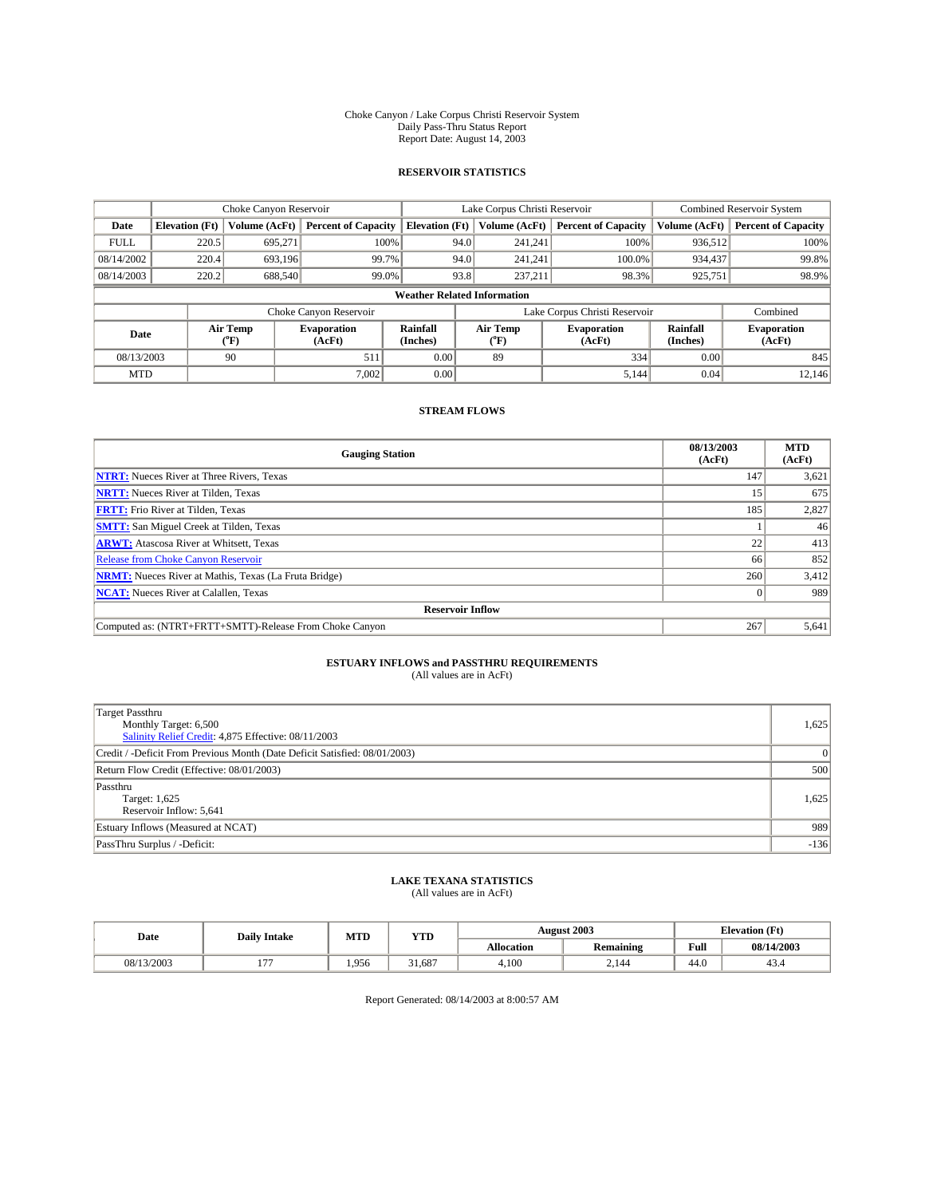Choke Canyon / Lake Corpus Christi Reservoir System
Daily Pass-Thru Status Report
Report Date: August 14, 2003

## RESERVOIR STATISTICS

| | Choke Canyon Reservoir | | | Lake Corpus Christi Reservoir | | | Combined Reservoir System | |
|---|---|---|---|---|---|---|---|---|
| Date | Elevation (Ft) | Volume (AcFt) | Percent of Capacity | Elevation (Ft) | Volume (AcFt) | Percent of Capacity | Volume (AcFt) | Percent of Capacity |
| FULL | 220.5 | 695,271 | 100% | 94.0 | 241,241 | 100% | 936,512 | 100% |
| 08/14/2002 | 220.4 | 693,196 | 99.7% | 94.0 | 241,241 | 100.0% | 934,437 | 99.8% |
| 08/14/2003 | 220.2 | 688,540 | 99.0% | 93.8 | 237,211 | 98.3% | 925,751 | 98.9% |

**Weather Related Information**

| | Choke Canyon Reservoir | | | Lake Corpus Christi Reservoir | | | Combined |
|---|---|---|---|---|---|---|---|
| Date | Air Temp (°F) | Evaporation (AcFt) | Rainfall (Inches) | Air Temp (°F) | Evaporation (AcFt) | Rainfall (Inches) | Evaporation (AcFt) |
| 08/13/2003 | 90 | 511 | 0.00 | 89 | 334 | 0.00 | 845 |
| MTD | | 7,002 | 0.00 | | 5,144 | 0.04 | 12,146 |

## STREAM FLOWS

| Gauging Station | 08/13/2003 (AcFt) | MTD (AcFt) |
|---|---|---|
| **NTRT:** Nueces River at Three Rivers, Texas | 147 | 3,621 |
| **NRTT:** Nueces River at Tilden, Texas | 15 | 675 |
| **FRTT:** Frio River at Tilden, Texas | 185 | 2,827 |
| **SMTT:** San Miguel Creek at Tilden, Texas | 1 | 46 |
| **ARWT:** Atascosa River at Whitsett, Texas | 22 | 413 |
| Release from Choke Canyon Reservoir | 66 | 852 |
| **NRMT:** Nueces River at Mathis, Texas (La Fruta Bridge) | 260 | 3,412 |
| **NCAT:** Nueces River at Calallen, Texas | 0 | 989 |
| **Reservoir Inflow** | | |
| Computed as: (NTRT+FRTT+SMTT)-Release From Choke Canyon | 267 | 5,641 |

## ESTUARY INFLOWS and PASSTHRU REQUIREMENTS

(All values are in AcFt)

| | |
|---|---|
| Target Passthru<br>Monthly Target: 6,500<br>Salinity Relief Credit: 4,875 Effective: 08/11/2003 | 1,625 |
| Credit / -Deficit From Previous Month (Date Deficit Satisfied: 08/01/2003) | 0 |
| Return Flow Credit (Effective: 08/01/2003) | 500 |
| Passthru<br>Target: 1,625<br>Reservoir Inflow: 5,641 | 1,625 |
| Estuary Inflows (Measured at NCAT) | 989 |
| PassThru Surplus / -Deficit: | -136 |

## LAKE TEXANA STATISTICS

(All values are in AcFt)

| Date | Daily Intake | MTD | YTD | August 2003 | | Elevation (Ft) | |
|---|---|---|---|---|---|---|---|
| | | | | Allocation | Remaining | Full | 08/14/2003 |
| 08/13/2003 | 177 | 1,956 | 31,687 | 4,100 | 2,144 | 44.0 | 43.4 |

Report Generated: 08/14/2003 at 8:00:57 AM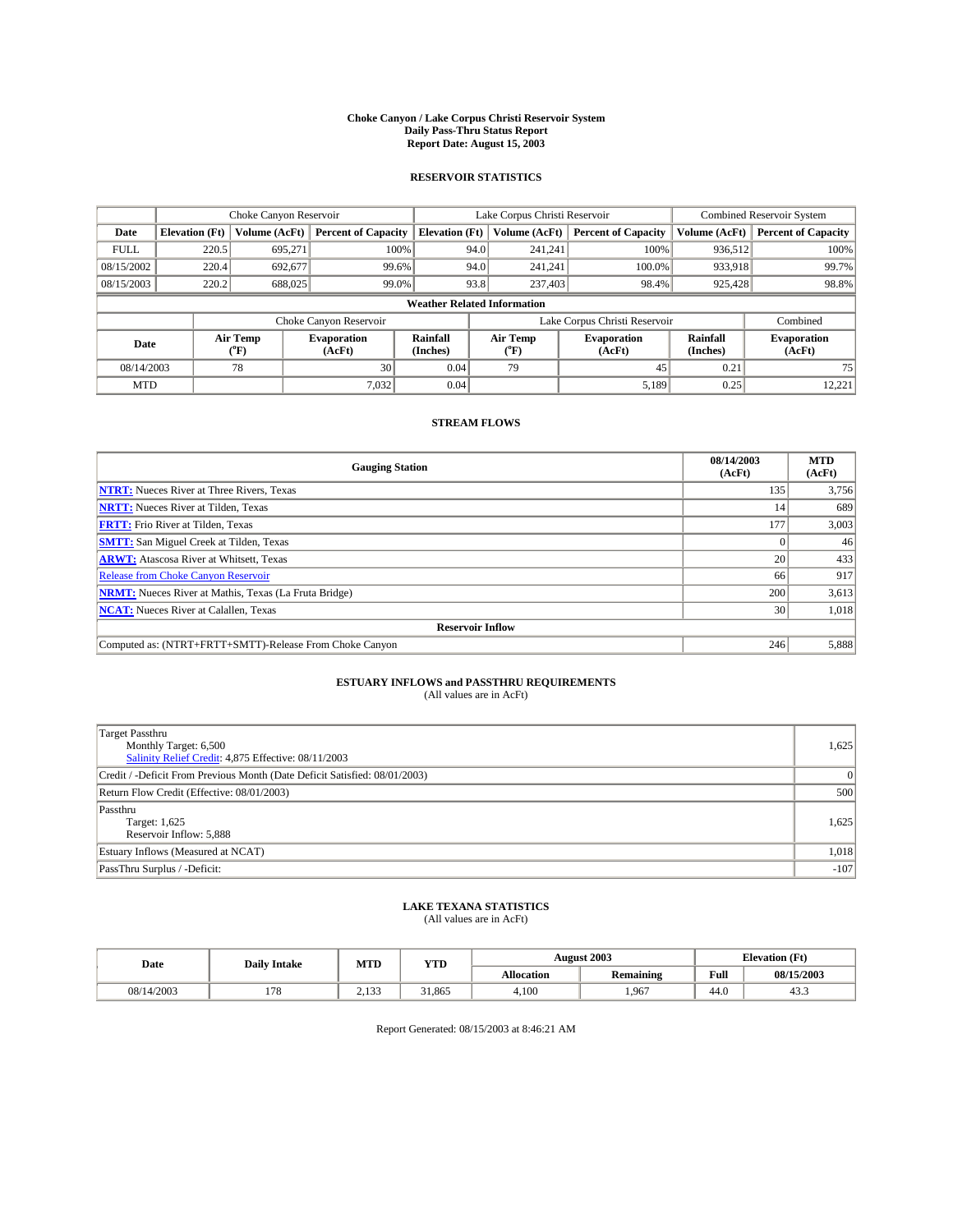# Choke Canyon / Lake Corpus Christi Reservoir System
## Daily Pass-Thru Status Report
## Report Date: August 15, 2003

### RESERVOIR STATISTICS

| | Choke Canyon Reservoir | | | Lake Corpus Christi Reservoir | | | Combined Reservoir System | |
|---|---|---|---|---|---|---|---|---|
| Date | Elevation (Ft) | Volume (AcFt) | Percent of Capacity | Elevation (Ft) | Volume (AcFt) | Percent of Capacity | Volume (AcFt) | Percent of Capacity |
| FULL | 220.5 | 695,271 | 100% | 94.0 | 241,241 | 100% | 936,512 | 100% |
| 08/15/2002 | 220.4 | 692,677 | 99.6% | 94.0 | 241,241 | 100.0% | 933,918 | 99.7% |
| 08/15/2003 | 220.2 | 688,025 | 99.0% | 93.8 | 237,403 | 98.4% | 925,428 | 98.8% |

**Weather Related Information**

| | Choke Canyon Reservoir | | | Lake Corpus Christi Reservoir | | | Combined |
|---|---|---|---|---|---|---|---|
| Date | Air Temp (°F) | Evaporation (AcFt) | Rainfall (Inches) | Air Temp (°F) | Evaporation (AcFt) | Rainfall (Inches) | Evaporation (AcFt) |
| 08/14/2003 | 78 | 30 | 0.04 | 79 | 45 | 0.21 | 75 |
| MTD | | 7,032 | 0.04 | | 5,189 | 0.25 | 12,221 |

### STREAM FLOWS

| Gauging Station | 08/14/2003 (AcFt) | MTD (AcFt) |
|---|---|---|
| **NTRT:** Nueces River at Three Rivers, Texas | 135 | 3,756 |
| **NRTT:** Nueces River at Tilden, Texas | 14 | 689 |
| **FRTT:** Frio River at Tilden, Texas | 177 | 3,003 |
| **SMTT:** San Miguel Creek at Tilden, Texas | 0 | 46 |
| **ARWT:** Atascosa River at Whitsett, Texas | 20 | 433 |
| Release from Choke Canyon Reservoir | 66 | 917 |
| **NRMT:** Nueces River at Mathis, Texas (La Fruta Bridge) | 200 | 3,613 |
| **NCAT:** Nueces River at Calallen, Texas | 30 | 1,018 |
| **Reservoir Inflow** | | |
| Computed as: (NTRT+FRTT+SMTT)-Release From Choke Canyon | 246 | 5,888 |

### ESTUARY INFLOWS and PASSTHRU REQUIREMENTS
(All values are in AcFt)

| | |
|---|---|
| Target Passthru<br>Monthly Target: 6,500<br>Salinity Relief Credit: 4,875 Effective: 08/11/2003 | 1,625 |
| Credit / -Deficit From Previous Month (Date Deficit Satisfied: 08/01/2003) | 0 |
| Return Flow Credit (Effective: 08/01/2003) | 500 |
| Passthru<br>Target: 1,625<br>Reservoir Inflow: 5,888 | 1,625 |
| Estuary Inflows (Measured at NCAT) | 1,018 |
| PassThru Surplus / -Deficit: | -107 |

### LAKE TEXANA STATISTICS
(All values are in AcFt)

| Date | Daily Intake | MTD | YTD | August 2003 | | Elevation (Ft) | |
|---|---|---|---|---|---|---|---|
| | | | | Allocation | Remaining | Full | 08/15/2003 |
| 08/14/2003 | 178 | 2,133 | 31,865 | 4,100 | 1,967 | 44.0 | 43.3 |

Report Generated: 08/15/2003 at 8:46:21 AM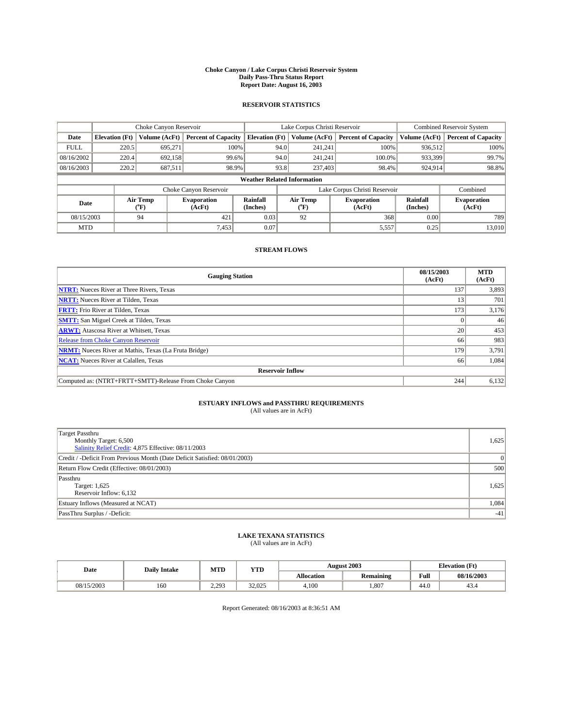# Choke Canyon / Lake Corpus Christi Reservoir System
## Daily Pass-Thru Status Report
### Report Date: August 16, 2003

## RESERVOIR STATISTICS

| | Choke Canyon Reservoir | | | Lake Corpus Christi Reservoir | | | Combined Reservoir System | |
|---|---|---|---|---|---|---|---|---|
| Date | Elevation (Ft) | Volume (AcFt) | Percent of Capacity | Elevation (Ft) | Volume (AcFt) | Percent of Capacity | Volume (AcFt) | Percent of Capacity |
| FULL | 220.5 | 695,271 | 100% | 94.0 | 241,241 | 100% | 936,512 | 100% |
| 08/16/2002 | 220.4 | 692,158 | 99.6% | 94.0 | 241,241 | 100.0% | 933,399 | 99.7% |
| 08/16/2003 | 220.2 | 687,511 | 98.9% | 93.8 | 237,403 | 98.4% | 924,914 | 98.8% |

**Weather Related Information**

| | Choke Canyon Reservoir | | | Lake Corpus Christi Reservoir | | | Combined |
|---|---|---|---|---|---|---|---|
| Date | Air Temp (°F) | Evaporation (AcFt) | Rainfall (Inches) | Air Temp (°F) | Evaporation (AcFt) | Rainfall (Inches) | Evaporation (AcFt) |
| 08/15/2003 | 94 | 421 | 0.03 | 92 | 368 | 0.00 | 789 |
| MTD | | 7,453 | 0.07 | | 5,557 | 0.25 | 13,010 |

## STREAM FLOWS

| Gauging Station | 08/15/2003 (AcFt) | MTD (AcFt) |
|---|---|---|
| **NTRT:** Nueces River at Three Rivers, Texas | 137 | 3,893 |
| **NRTT:** Nueces River at Tilden, Texas | 13 | 701 |
| **FRTT:** Frio River at Tilden, Texas | 173 | 3,176 |
| **SMTT:** San Miguel Creek at Tilden, Texas | 0 | 46 |
| **ARWT:** Atascosa River at Whitsett, Texas | 20 | 453 |
| Release from Choke Canyon Reservoir | 66 | 983 |
| **NRMT:** Nueces River at Mathis, Texas (La Fruta Bridge) | 179 | 3,791 |
| **NCAT:** Nueces River at Calallen, Texas | 66 | 1,084 |
| **Reservoir Inflow** | | |
| Computed as: (NTRT+FRTT+SMTT)-Release From Choke Canyon | 244 | 6,132 |

## ESTUARY INFLOWS and PASSTHRU REQUIREMENTS
(All values are in AcFt)

| | |
|---|---|
| Target Passthru<br>Monthly Target: 6,500<br>Salinity Relief Credit: 4,875 Effective: 08/11/2003 | 1,625 |
| Credit / -Deficit From Previous Month (Date Deficit Satisfied: 08/01/2003) | 0 |
| Return Flow Credit (Effective: 08/01/2003) | 500 |
| Passthru<br>Target: 1,625<br>Reservoir Inflow: 6,132 | 1,625 |
| Estuary Inflows (Measured at NCAT) | 1,084 |
| PassThru Surplus / -Deficit: | -41 |

## LAKE TEXANA STATISTICS
(All values are in AcFt)

| Date | Daily Intake | MTD | YTD | August 2003 | | Elevation (Ft) | |
|---|---|---|---|---|---|---|---|
| | | | | Allocation | Remaining | Full | 08/16/2003 |
| 08/15/2003 | 160 | 2,293 | 32,025 | 4,100 | 1,807 | 44.0 | 43.4 |

Report Generated: 08/16/2003 at 8:36:51 AM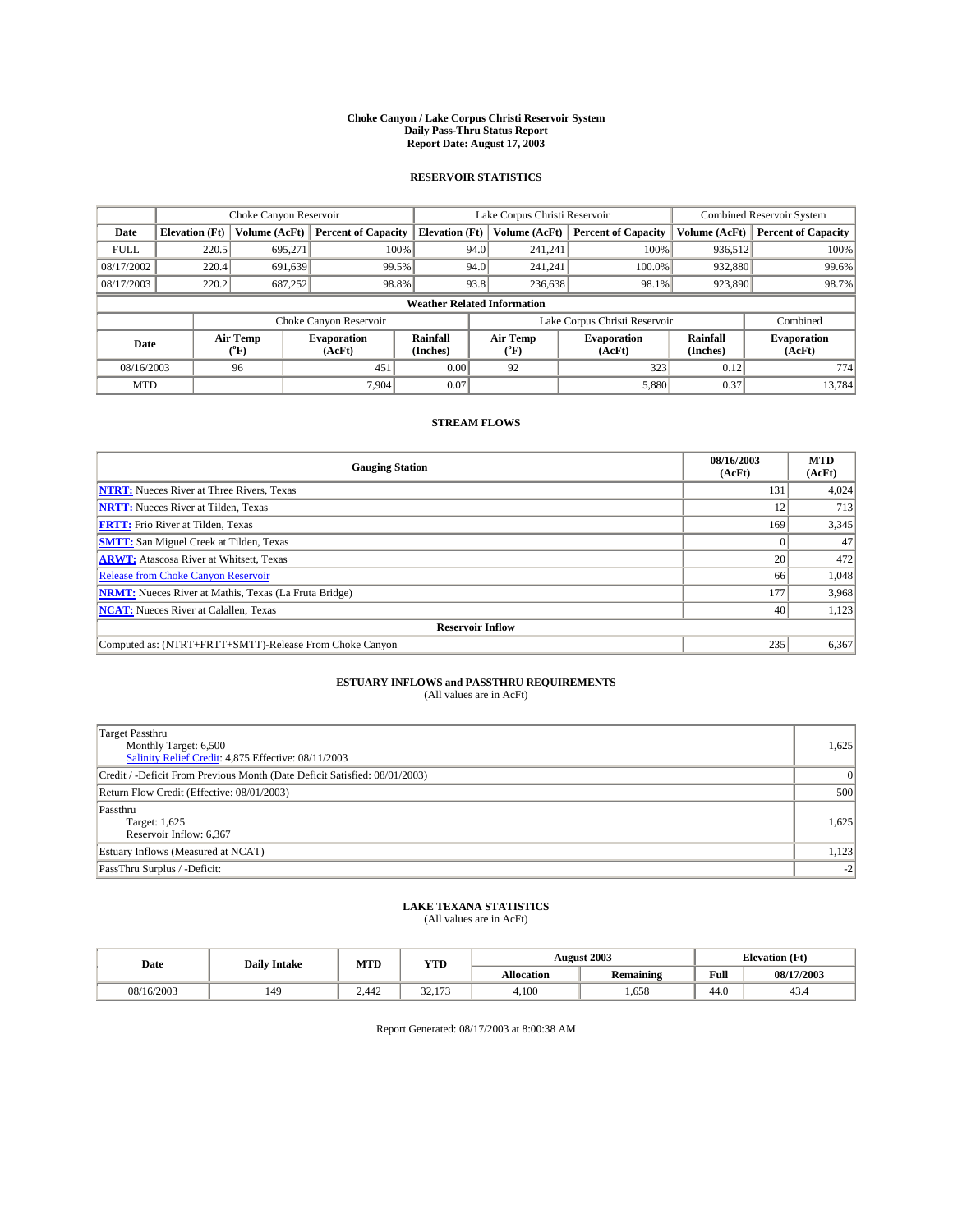**Choke Canyon / Lake Corpus Christi Reservoir System**
**Daily Pass-Thru Status Report**
**Report Date: August 17, 2003**

## RESERVOIR STATISTICS

| | Choke Canyon Reservoir | | | Lake Corpus Christi Reservoir | | | Combined Reservoir System | |
|---|---|---|---|---|---|---|---|---|
| Date | Elevation (Ft) | Volume (AcFt) | Percent of Capacity | Elevation (Ft) | Volume (AcFt) | Percent of Capacity | Volume (AcFt) | Percent of Capacity |
| FULL | 220.5 | 695,271 | 100% | 94.0 | 241,241 | 100% | 936,512 | 100% |
| 08/17/2002 | 220.4 | 691,639 | 99.5% | 94.0 | 241,241 | 100.0% | 932,880 | 99.6% |
| 08/17/2003 | 220.2 | 687,252 | 98.8% | 93.8 | 236,638 | 98.1% | 923,890 | 98.7% |

**Weather Related Information**

| | Choke Canyon Reservoir | | | Lake Corpus Christi Reservoir | | | Combined |
|---|---|---|---|---|---|---|---|
| Date | Air Temp (°F) | Evaporation (AcFt) | Rainfall (Inches) | Air Temp (°F) | Evaporation (AcFt) | Rainfall (Inches) | Evaporation (AcFt) |
| 08/16/2003 | 96 | 451 | 0.00 | 92 | 323 | 0.12 | 774 |
| MTD | | 7,904 | 0.07 | | 5,880 | 0.37 | 13,784 |

## STREAM FLOWS

| Gauging Station | 08/16/2003 (AcFt) | MTD (AcFt) |
|---|---|---|
| **NTRT:** Nueces River at Three Rivers, Texas | 131 | 4,024 |
| **NRTT:** Nueces River at Tilden, Texas | 12 | 713 |
| **FRTT:** Frio River at Tilden, Texas | 169 | 3,345 |
| **SMTT:** San Miguel Creek at Tilden, Texas | 0 | 47 |
| **ARWT:** Atascosa River at Whitsett, Texas | 20 | 472 |
| Release from Choke Canyon Reservoir | 66 | 1,048 |
| **NRMT:** Nueces River at Mathis, Texas (La Fruta Bridge) | 177 | 3,968 |
| **NCAT:** Nueces River at Calallen, Texas | 40 | 1,123 |
| **Reservoir Inflow** | | |
| Computed as: (NTRT+FRTT+SMTT)-Release From Choke Canyon | 235 | 6,367 |

## ESTUARY INFLOWS and PASSTHRU REQUIREMENTS

(All values are in AcFt)

| | |
|---|---|
| Target Passthru<br>Monthly Target: 6,500<br>Salinity Relief Credit: 4,875 Effective: 08/11/2003 | 1,625 |
| Credit / -Deficit From Previous Month (Date Deficit Satisfied: 08/01/2003) | 0 |
| Return Flow Credit (Effective: 08/01/2003) | 500 |
| Passthru<br>Target: 1,625<br>Reservoir Inflow: 6,367 | 1,625 |
| Estuary Inflows (Measured at NCAT) | 1,123 |
| PassThru Surplus / -Deficit: | -2 |

## LAKE TEXANA STATISTICS

(All values are in AcFt)

| Date | Daily Intake | MTD | YTD | August 2003 | | Elevation (Ft) | |
|---|---|---|---|---|---|---|---|
| | | | | Allocation | Remaining | Full | 08/17/2003 |
| 08/16/2003 | 149 | 2,442 | 32,173 | 4,100 | 1,658 | 44.0 | 43.4 |

Report Generated: 08/17/2003 at 8:00:38 AM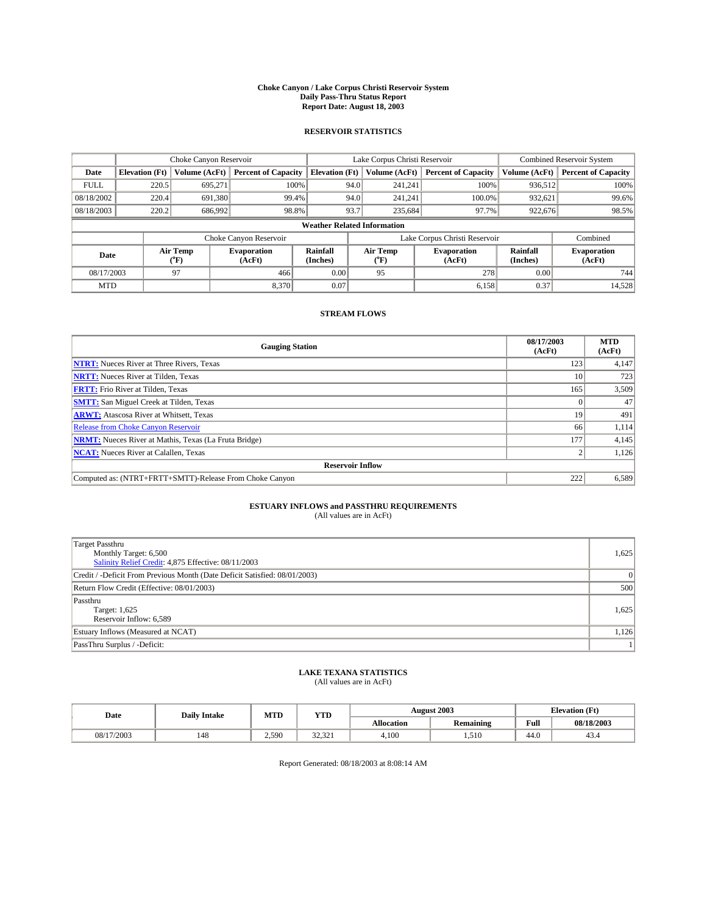# Choke Canyon / Lake Corpus Christi Reservoir System
## Daily Pass-Thru Status Report
### Report Date: August 18, 2003

## RESERVOIR STATISTICS

| | Choke Canyon Reservoir | | | Lake Corpus Christi Reservoir | | | Combined Reservoir System | |
|---|---|---|---|---|---|---|---|---|
| Date | Elevation (Ft) | Volume (AcFt) | Percent of Capacity | Elevation (Ft) | Volume (AcFt) | Percent of Capacity | Volume (AcFt) | Percent of Capacity |
| FULL | 220.5 | 695,271 | 100% | 94.0 | 241,241 | 100% | 936,512 | 100% |
| 08/18/2002 | 220.4 | 691,380 | 99.4% | 94.0 | 241,241 | 100.0% | 932,621 | 99.6% |
| 08/18/2003 | 220.2 | 686,992 | 98.8% | 93.7 | 235,684 | 97.7% | 922,676 | 98.5% |

**Weather Related Information**

| | Choke Canyon Reservoir | | | Lake Corpus Christi Reservoir | | | Combined |
|---|---|---|---|---|---|---|---|
| Date | Air Temp (°F) | Evaporation (AcFt) | Rainfall (Inches) | Air Temp (°F) | Evaporation (AcFt) | Rainfall (Inches) | Evaporation (AcFt) |
| 08/17/2003 | 97 | 466 | 0.00 | 95 | 278 | 0.00 | 744 |
| MTD | | 8,370 | 0.07 | | 6,158 | 0.37 | 14,528 |

## STREAM FLOWS

| Gauging Station | 08/17/2003 (AcFt) | MTD (AcFt) |
|---|---|---|
| **NTRT:** Nueces River at Three Rivers, Texas | 123 | 4,147 |
| **NRTT:** Nueces River at Tilden, Texas | 10 | 723 |
| **FRTT:** Frio River at Tilden, Texas | 165 | 3,509 |
| **SMTT:** San Miguel Creek at Tilden, Texas | 0 | 47 |
| **ARWT:** Atascosa River at Whitsett, Texas | 19 | 491 |
| Release from Choke Canyon Reservoir | 66 | 1,114 |
| **NRMT:** Nueces River at Mathis, Texas (La Fruta Bridge) | 177 | 4,145 |
| **NCAT:** Nueces River at Calallen, Texas | 2 | 1,126 |
| **Reservoir Inflow** | | |
| Computed as: (NTRT+FRTT+SMTT)-Release From Choke Canyon | 222 | 6,589 |

## ESTUARY INFLOWS and PASSTHRU REQUIREMENTS
(All values are in AcFt)

| | |
|---|---|
| Target Passthru<br>Monthly Target: 6,500<br>Salinity Relief Credit: 4,875 Effective: 08/11/2003 | 1,625 |
| Credit / -Deficit From Previous Month (Date Deficit Satisfied: 08/01/2003) | 0 |
| Return Flow Credit (Effective: 08/01/2003) | 500 |
| Passthru<br>Target: 1,625<br>Reservoir Inflow: 6,589 | 1,625 |
| Estuary Inflows (Measured at NCAT) | 1,126 |
| PassThru Surplus / -Deficit: | 1 |

## LAKE TEXANA STATISTICS
(All values are in AcFt)

| Date | Daily Intake | MTD | YTD | August 2003 | | Elevation (Ft) | |
|---|---|---|---|---|---|---|---|
| | | | | Allocation | Remaining | Full | 08/18/2003 |
| 08/17/2003 | 148 | 2,590 | 32,321 | 4,100 | 1,510 | 44.0 | 43.4 |

Report Generated: 08/18/2003 at 8:08:14 AM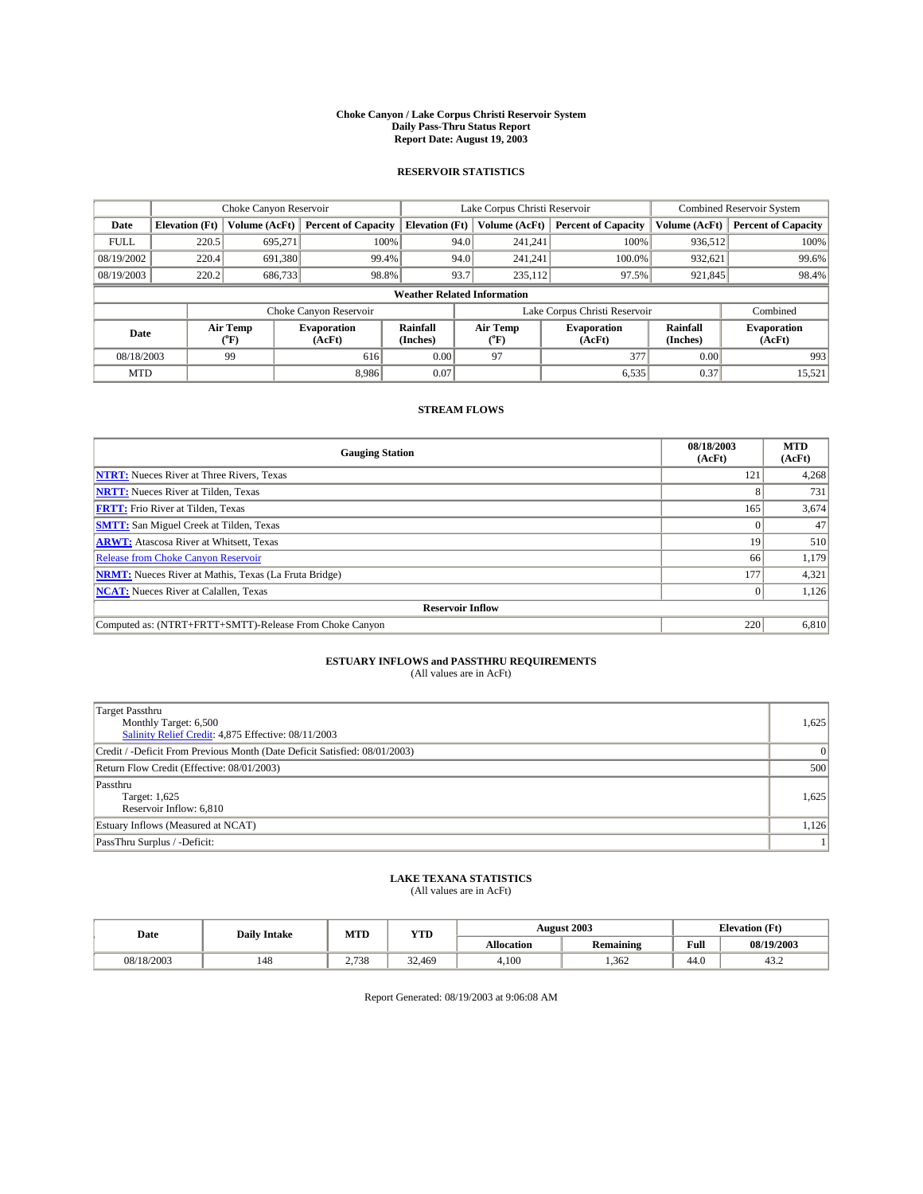# Choke Canyon / Lake Corpus Christi Reservoir System
## Daily Pass-Thru Status Report
## Report Date: August 19, 2003

### RESERVOIR STATISTICS

| | Choke Canyon Reservoir | | | Lake Corpus Christi Reservoir | | | Combined Reservoir System | |
|---|---|---|---|---|---|---|---|---|
| **Date** | **Elevation (Ft)** | **Volume (AcFt)** | **Percent of Capacity** | **Elevation (Ft)** | **Volume (AcFt)** | **Percent of Capacity** | **Volume (AcFt)** | **Percent of Capacity** |
| FULL | 220.5 | 695,271 | 100% | 94.0 | 241,241 | 100% | 936,512 | 100% |
| 08/19/2002 | 220.4 | 691,380 | 99.4% | 94.0 | 241,241 | 100.0% | 932,621 | 99.6% |
| 08/19/2003 | 220.2 | 686,733 | 98.8% | 93.7 | 235,112 | 97.5% | 921,845 | 98.4% |

**Weather Related Information**

| | Choke Canyon Reservoir | | | Lake Corpus Christi Reservoir | | | Combined |
|---|---|---|---|---|---|---|---|
| **Date** | **Air Temp (°F)** | **Evaporation (AcFt)** | **Rainfall (Inches)** | **Air Temp (°F)** | **Evaporation (AcFt)** | **Rainfall (Inches)** | **Evaporation (AcFt)** |
| 08/18/2003 | 99 | 616 | 0.00 | 97 | 377 | 0.00 | 993 |
| MTD | | 8,986 | 0.07 | | 6,535 | 0.37 | 15,521 |

### STREAM FLOWS

| Gauging Station | 08/18/2003 (AcFt) | MTD (AcFt) |
|---|---|---|
| **NTRT:** Nueces River at Three Rivers, Texas | 121 | 4,268 |
| **NRTT:** Nueces River at Tilden, Texas | 8 | 731 |
| **FRTT:** Frio River at Tilden, Texas | 165 | 3,674 |
| **SMTT:** San Miguel Creek at Tilden, Texas | 0 | 47 |
| **ARWT:** Atascosa River at Whitsett, Texas | 19 | 510 |
| Release from Choke Canyon Reservoir | 66 | 1,179 |
| **NRMT:** Nueces River at Mathis, Texas (La Fruta Bridge) | 177 | 4,321 |
| **NCAT:** Nueces River at Calallen, Texas | 0 | 1,126 |
| **Reservoir Inflow** | | |
| Computed as: (NTRT+FRTT+SMTT)-Release From Choke Canyon | 220 | 6,810 |

### ESTUARY INFLOWS and PASSTHRU REQUIREMENTS
(All values are in AcFt)

| | |
|---|---|
| Target Passthru<br>Monthly Target: 6,500<br>Salinity Relief Credit: 4,875 Effective: 08/11/2003 | 1,625 |
| Credit / -Deficit From Previous Month (Date Deficit Satisfied: 08/01/2003) | 0 |
| Return Flow Credit (Effective: 08/01/2003) | 500 |
| Passthru<br>Target: 1,625<br>Reservoir Inflow: 6,810 | 1,625 |
| Estuary Inflows (Measured at NCAT) | 1,126 |
| PassThru Surplus / -Deficit: | 1 |

### LAKE TEXANA STATISTICS
(All values are in AcFt)

| Date | Daily Intake | MTD | YTD | August 2003 | | Elevation (Ft) | |
|---|---|---|---|---|---|---|---|
| | | | | **Allocation** | **Remaining** | **Full** | **08/19/2003** |
| 08/18/2003 | 148 | 2,738 | 32,469 | 4,100 | 1,362 | 44.0 | 43.2 |

Report Generated: 08/19/2003 at 9:06:08 AM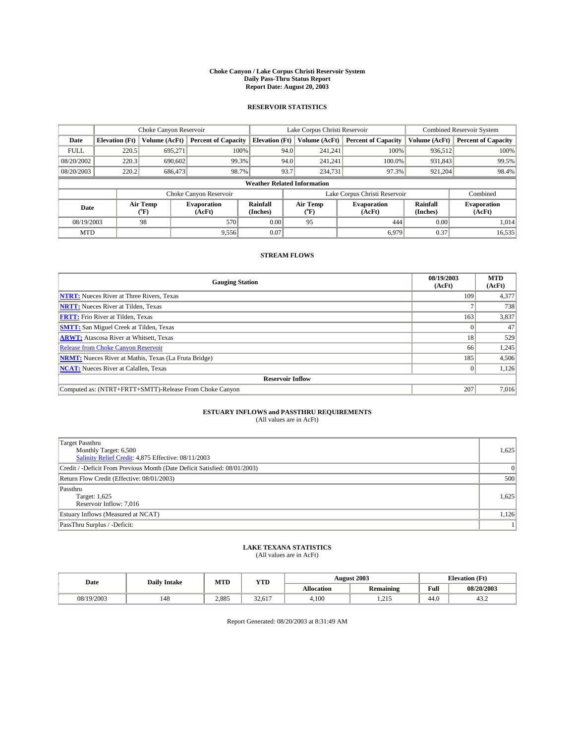# Choke Canyon / Lake Corpus Christi Reservoir System
## Daily Pass-Thru Status Report
## Report Date: August 20, 2003

### RESERVOIR STATISTICS

| | Choke Canyon Reservoir | | | Lake Corpus Christi Reservoir | | | Combined Reservoir System | |
|---|---|---|---|---|---|---|---|---|
| Date | Elevation (Ft) | Volume (AcFt) | Percent of Capacity | Elevation (Ft) | Volume (AcFt) | Percent of Capacity | Volume (AcFt) | Percent of Capacity |
| FULL | 220.5 | 695,271 | 100% | 94.0 | 241,241 | 100% | 936,512 | 100% |
| 08/20/2002 | 220.3 | 690,602 | 99.3% | 94.0 | 241,241 | 100.0% | 931,843 | 99.5% |
| 08/20/2003 | 220.2 | 686,473 | 98.7% | 93.7 | 234,731 | 97.3% | 921,204 | 98.4% |

**Weather Related Information**

| | Choke Canyon Reservoir | | | Lake Corpus Christi Reservoir | | | Combined |
|---|---|---|---|---|---|---|---|
| Date | Air Temp (°F) | Evaporation (AcFt) | Rainfall (Inches) | Air Temp (°F) | Evaporation (AcFt) | Rainfall (Inches) | Evaporation (AcFt) |
| 08/19/2003 | 98 | 570 | 0.00 | 95 | 444 | 0.00 | 1,014 |
| MTD | | 9,556 | 0.07 | | 6,979 | 0.37 | 16,535 |

### STREAM FLOWS

| Gauging Station | 08/19/2003 (AcFt) | MTD (AcFt) |
|---|---|---|
| NTRT: Nueces River at Three Rivers, Texas | 109 | 4,377 |
| NRTT: Nueces River at Tilden, Texas | 7 | 738 |
| FRTT: Frio River at Tilden, Texas | 163 | 3,837 |
| SMTT: San Miguel Creek at Tilden, Texas | 0 | 47 |
| ARWT: Atascosa River at Whitsett, Texas | 18 | 529 |
| Release from Choke Canyon Reservoir | 66 | 1,245 |
| NRMT: Nueces River at Mathis, Texas (La Fruta Bridge) | 185 | 4,506 |
| NCAT: Nueces River at Calallen, Texas | 0 | 1,126 |
| **Reservoir Inflow** | | |
| Computed as: (NTRT+FRTT+SMTT)-Release From Choke Canyon | 207 | 7,016 |

### ESTUARY INFLOWS and PASSTHRU REQUIREMENTS
(All values are in AcFt)

| | |
|---|---|
| Target Passthru<br>Monthly Target: 6,500<br>Salinity Relief Credit: 4,875 Effective: 08/11/2003 | 1,625 |
| Credit / -Deficit From Previous Month (Date Deficit Satisfied: 08/01/2003) | 0 |
| Return Flow Credit (Effective: 08/01/2003) | 500 |
| Passthru<br>Target: 1,625<br>Reservoir Inflow: 7,016 | 1,625 |
| Estuary Inflows (Measured at NCAT) | 1,126 |
| PassThru Surplus / -Deficit: | 1 |

### LAKE TEXANA STATISTICS
(All values are in AcFt)

| Date | Daily Intake | MTD | YTD | August 2003 | | Elevation (Ft) | |
|---|---|---|---|---|---|---|---|
| | | | | Allocation | Remaining | Full | 08/20/2003 |
| 08/19/2003 | 148 | 2,885 | 32,617 | 4,100 | 1,215 | 44.0 | 43.2 |

Report Generated: 08/20/2003 at 8:31:49 AM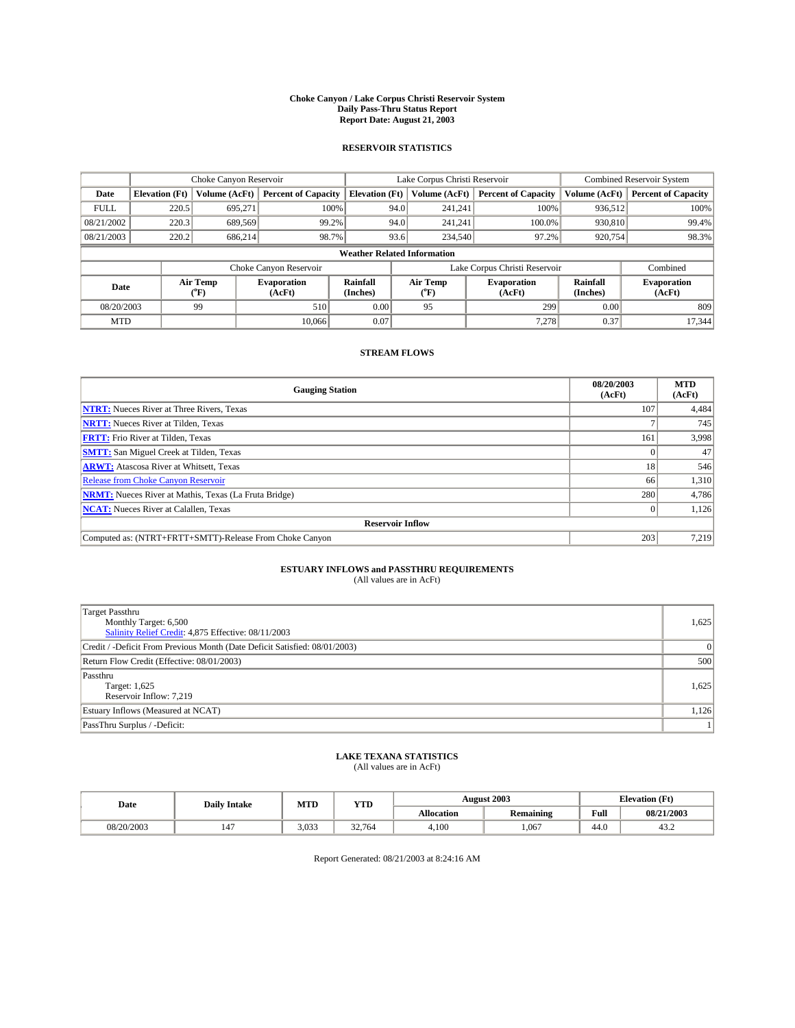# Choke Canyon / Lake Corpus Christi Reservoir System
## Daily Pass-Thru Status Report
## Report Date: August 21, 2003

### RESERVOIR STATISTICS

| | Choke Canyon Reservoir | | | Lake Corpus Christi Reservoir | | | Combined Reservoir System | |
|---|---|---|---|---|---|---|---|---|
| Date | Elevation (Ft) | Volume (AcFt) | Percent of Capacity | Elevation (Ft) | Volume (AcFt) | Percent of Capacity | Volume (AcFt) | Percent of Capacity |
| FULL | 220.5 | 695,271 | 100% | 94.0 | 241,241 | 100% | 936,512 | 100% |
| 08/21/2002 | 220.3 | 689,569 | 99.2% | 94.0 | 241,241 | 100.0% | 930,810 | 99.4% |
| 08/21/2003 | 220.2 | 686,214 | 98.7% | 93.6 | 234,540 | 97.2% | 920,754 | 98.3% |

**Weather Related Information**

| | Choke Canyon Reservoir | | | Lake Corpus Christi Reservoir | | | Combined |
|---|---|---|---|---|---|---|---|
| Date | Air Temp (°F) | Evaporation (AcFt) | Rainfall (Inches) | Air Temp (°F) | Evaporation (AcFt) | Rainfall (Inches) | Evaporation (AcFt) |
| 08/20/2003 | 99 | 510 | 0.00 | 95 | 299 | 0.00 | 809 |
| MTD | | 10,066 | 0.07 | | 7,278 | 0.37 | 17,344 |

### STREAM FLOWS

| Gauging Station | 08/20/2003 (AcFt) | MTD (AcFt) |
|---|---|---|
| **NTRT:** Nueces River at Three Rivers, Texas | 107 | 4,484 |
| **NRTT:** Nueces River at Tilden, Texas | 7 | 745 |
| **FRTT:** Frio River at Tilden, Texas | 161 | 3,998 |
| **SMTT:** San Miguel Creek at Tilden, Texas | 0 | 47 |
| **ARWT:** Atascosa River at Whitsett, Texas | 18 | 546 |
| Release from Choke Canyon Reservoir | 66 | 1,310 |
| **NRMT:** Nueces River at Mathis, Texas (La Fruta Bridge) | 280 | 4,786 |
| **NCAT:** Nueces River at Calallen, Texas | 0 | 1,126 |
| **Reservoir Inflow** | | |
| Computed as: (NTRT+FRTT+SMTT)-Release From Choke Canyon | 203 | 7,219 |

### ESTUARY INFLOWS and PASSTHRU REQUIREMENTS
(All values are in AcFt)

| | |
|---|---|
| Target Passthru<br>Monthly Target: 6,500<br>Salinity Relief Credit: 4,875 Effective: 08/11/2003 | 1,625 |
| Credit / -Deficit From Previous Month (Date Deficit Satisfied: 08/01/2003) | 0 |
| Return Flow Credit (Effective: 08/01/2003) | 500 |
| Passthru<br>Target: 1,625<br>Reservoir Inflow: 7,219 | 1,625 |
| Estuary Inflows (Measured at NCAT) | 1,126 |
| PassThru Surplus / -Deficit: | 1 |

### LAKE TEXANA STATISTICS
(All values are in AcFt)

| Date | Daily Intake | MTD | YTD | August 2003 | | Elevation (Ft) | |
|---|---|---|---|---|---|---|---|
| | | | | Allocation | Remaining | Full | 08/21/2003 |
| 08/20/2003 | 147 | 3,033 | 32,764 | 4,100 | 1,067 | 44.0 | 43.2 |

Report Generated: 08/21/2003 at 8:24:16 AM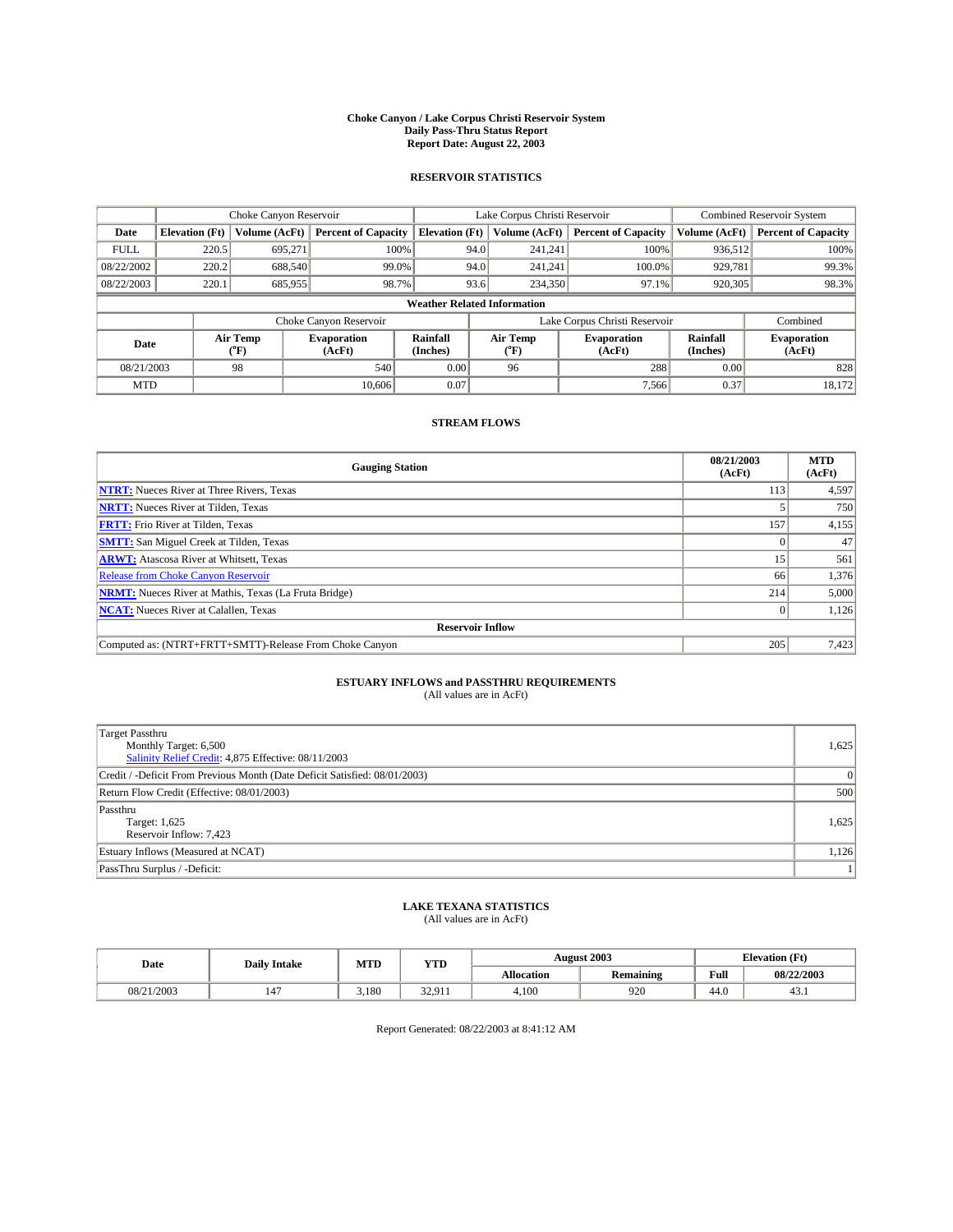# Choke Canyon / Lake Corpus Christi Reservoir System
## Daily Pass-Thru Status Report
## Report Date: August 22, 2003

### RESERVOIR STATISTICS

| | Choke Canyon Reservoir | | | Lake Corpus Christi Reservoir | | | Combined Reservoir System | |
|---|---|---|---|---|---|---|---|---|
| Date | Elevation (Ft) | Volume (AcFt) | Percent of Capacity | Elevation (Ft) | Volume (AcFt) | Percent of Capacity | Volume (AcFt) | Percent of Capacity |
| FULL | 220.5 | 695,271 | 100% | 94.0 | 241,241 | 100% | 936,512 | 100% |
| 08/22/2002 | 220.2 | 688,540 | 99.0% | 94.0 | 241,241 | 100.0% | 929,781 | 99.3% |
| 08/22/2003 | 220.1 | 685,955 | 98.7% | 93.6 | 234,350 | 97.1% | 920,305 | 98.3% |

**Weather Related Information**

| | Choke Canyon Reservoir | | | Lake Corpus Christi Reservoir | | | Combined |
|---|---|---|---|---|---|---|---|
| Date | Air Temp (°F) | Evaporation (AcFt) | Rainfall (Inches) | Air Temp (°F) | Evaporation (AcFt) | Rainfall (Inches) | Evaporation (AcFt) |
| 08/21/2003 | 98 | 540 | 0.00 | 96 | 288 | 0.00 | 828 |
| MTD | | 10,606 | 0.07 | | 7,566 | 0.37 | 18,172 |

### STREAM FLOWS

| Gauging Station | 08/21/2003 (AcFt) | MTD (AcFt) |
|---|---|---|
| **NTRT:** Nueces River at Three Rivers, Texas | 113 | 4,597 |
| **NRTT:** Nueces River at Tilden, Texas | 5 | 750 |
| **FRTT:** Frio River at Tilden, Texas | 157 | 4,155 |
| **SMTT:** San Miguel Creek at Tilden, Texas | 0 | 47 |
| **ARWT:** Atascosa River at Whitsett, Texas | 15 | 561 |
| Release from Choke Canyon Reservoir | 66 | 1,376 |
| **NRMT:** Nueces River at Mathis, Texas (La Fruta Bridge) | 214 | 5,000 |
| **NCAT:** Nueces River at Calallen, Texas | 0 | 1,126 |
| **Reservoir Inflow** | | |
| Computed as: (NTRT+FRTT+SMTT)-Release From Choke Canyon | 205 | 7,423 |

### ESTUARY INFLOWS and PASSTHRU REQUIREMENTS
(All values are in AcFt)

| | |
|---|---|
| Target Passthru<br>Monthly Target: 6,500<br>Salinity Relief Credit: 4,875 Effective: 08/11/2003 | 1,625 |
| Credit / -Deficit From Previous Month (Date Deficit Satisfied: 08/01/2003) | 0 |
| Return Flow Credit (Effective: 08/01/2003) | 500 |
| Passthru<br>Target: 1,625<br>Reservoir Inflow: 7,423 | 1,625 |
| Estuary Inflows (Measured at NCAT) | 1,126 |
| PassThru Surplus / -Deficit: | 1 |

### LAKE TEXANA STATISTICS
(All values are in AcFt)

| Date | Daily Intake | MTD | YTD | August 2003 | | Elevation (Ft) | |
|---|---|---|---|---|---|---|---|
| | | | | Allocation | Remaining | Full | 08/22/2003 |
| 08/21/2003 | 147 | 3,180 | 32,911 | 4,100 | 920 | 44.0 | 43.1 |

Report Generated: 08/22/2003 at 8:41:12 AM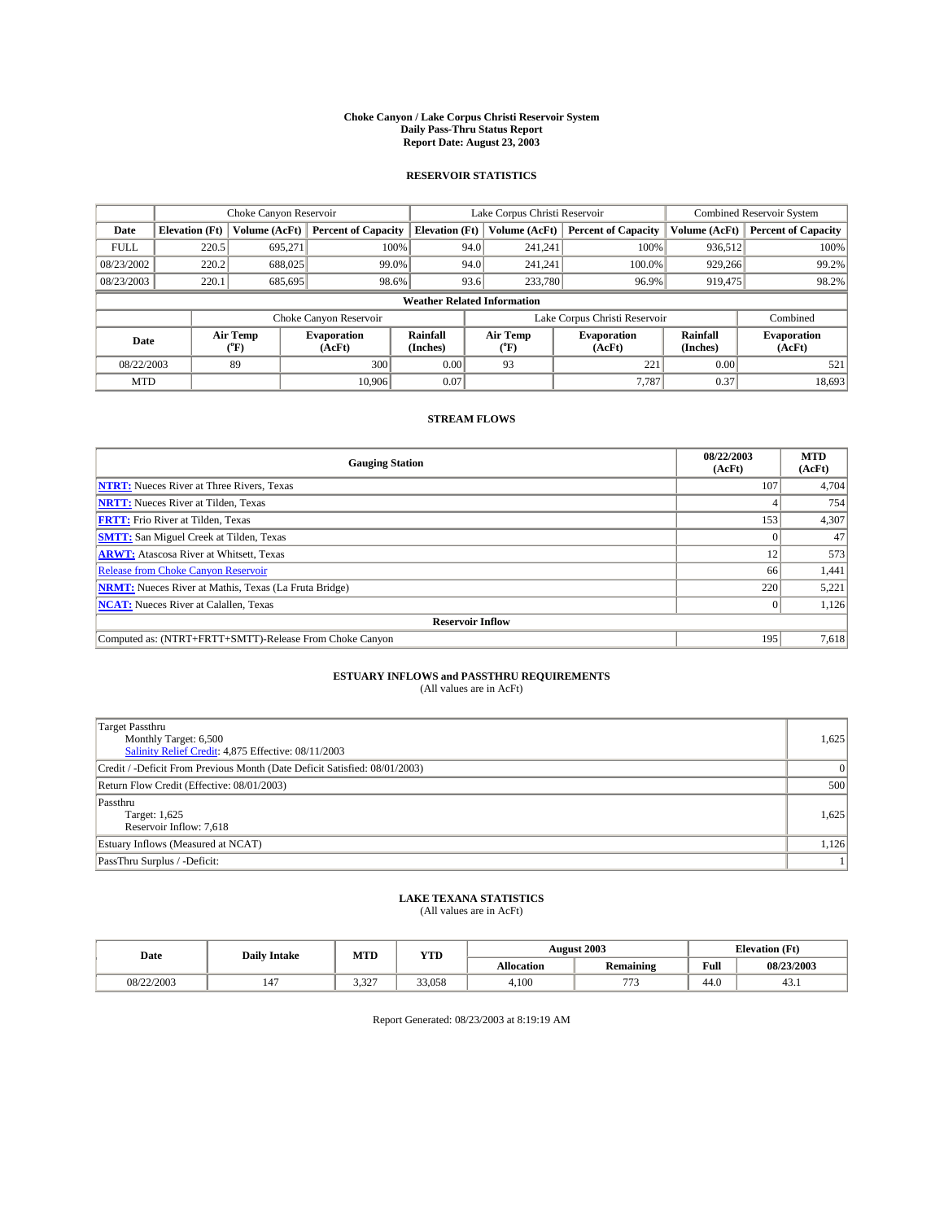# Choke Canyon / Lake Corpus Christi Reservoir System
## Daily Pass-Thru Status Report
### Report Date: August 23, 2003

## RESERVOIR STATISTICS

| | Choke Canyon Reservoir | | | Lake Corpus Christi Reservoir | | | Combined Reservoir System | |
|---|---|---|---|---|---|---|---|---|
| Date | Elevation (Ft) | Volume (AcFt) | Percent of Capacity | Elevation (Ft) | Volume (AcFt) | Percent of Capacity | Volume (AcFt) | Percent of Capacity |
| FULL | 220.5 | 695,271 | 100% | 94.0 | 241,241 | 100% | 936,512 | 100% |
| 08/23/2002 | 220.2 | 688,025 | 99.0% | 94.0 | 241,241 | 100.0% | 929,266 | 99.2% |
| 08/23/2003 | 220.1 | 685,695 | 98.6% | 93.6 | 233,780 | 96.9% | 919,475 | 98.2% |

**Weather Related Information**

| | Choke Canyon Reservoir | | | Lake Corpus Christi Reservoir | | | Combined |
|---|---|---|---|---|---|---|---|
| Date | Air Temp (°F) | Evaporation (AcFt) | Rainfall (Inches) | Air Temp (°F) | Evaporation (AcFt) | Rainfall (Inches) | Evaporation (AcFt) |
| 08/22/2003 | 89 | 300 | 0.00 | 93 | 221 | 0.00 | 521 |
| MTD | | 10,906 | 0.07 | | 7,787 | 0.37 | 18,693 |

## STREAM FLOWS

| Gauging Station | 08/22/2003 (AcFt) | MTD (AcFt) |
|---|---|---|
| **NTRT:** Nueces River at Three Rivers, Texas | 107 | 4,704 |
| **NRTT:** Nueces River at Tilden, Texas | 4 | 754 |
| **FRTT:** Frio River at Tilden, Texas | 153 | 4,307 |
| **SMTT:** San Miguel Creek at Tilden, Texas | 0 | 47 |
| **ARWT:** Atascosa River at Whitsett, Texas | 12 | 573 |
| Release from Choke Canyon Reservoir | 66 | 1,441 |
| **NRMT:** Nueces River at Mathis, Texas (La Fruta Bridge) | 220 | 5,221 |
| **NCAT:** Nueces River at Calallen, Texas | 0 | 1,126 |
| **Reservoir Inflow** | | |
| Computed as: (NTRT+FRTT+SMTT)-Release From Choke Canyon | 195 | 7,618 |

## ESTUARY INFLOWS and PASSTHRU REQUIREMENTS
(All values are in AcFt)

| | |
|---|---|
| Target Passthru<br>Monthly Target: 6,500<br>Salinity Relief Credit: 4,875 Effective: 08/11/2003 | 1,625 |
| Credit / -Deficit From Previous Month (Date Deficit Satisfied: 08/01/2003) | 0 |
| Return Flow Credit (Effective: 08/01/2003) | 500 |
| Passthru<br>Target: 1,625<br>Reservoir Inflow: 7,618 | 1,625 |
| Estuary Inflows (Measured at NCAT) | 1,126 |
| PassThru Surplus / -Deficit: | 1 |

## LAKE TEXANA STATISTICS
(All values are in AcFt)

| Date | Daily Intake | MTD | YTD | August 2003 | | Elevation (Ft) | |
|---|---|---|---|---|---|---|---|
| | | | | Allocation | Remaining | Full | 08/23/2003 |
| 08/22/2003 | 147 | 3,327 | 33,058 | 4,100 | 773 | 44.0 | 43.1 |

Report Generated: 08/23/2003 at 8:19:19 AM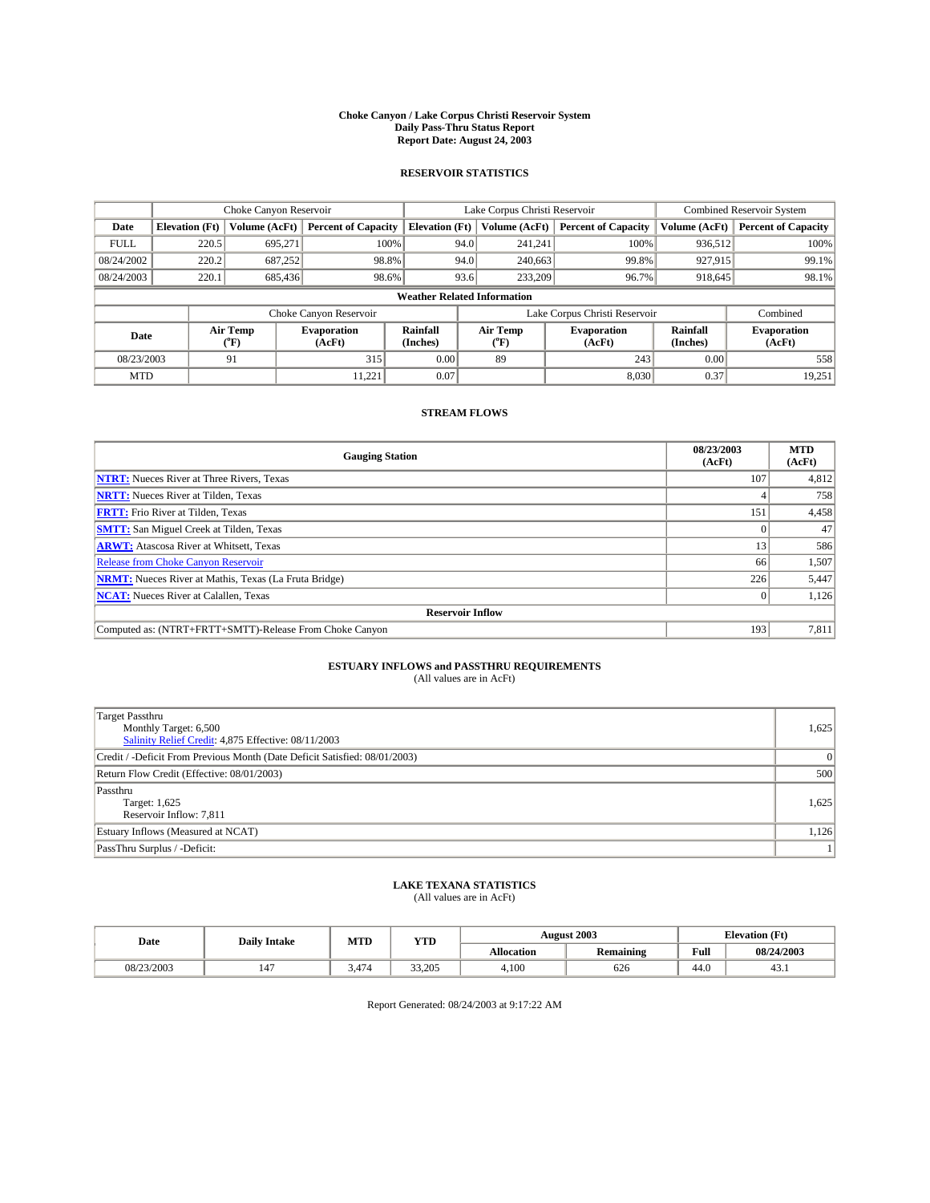# Choke Canyon / Lake Corpus Christi Reservoir System
**Daily Pass-Thru Status Report**
**Report Date: August 24, 2003**

## RESERVOIR STATISTICS

| | Choke Canyon Reservoir | | | Lake Corpus Christi Reservoir | | | Combined Reservoir System | |
|---|---|---|---|---|---|---|---|---|
| Date | Elevation (Ft) | Volume (AcFt) | Percent of Capacity | Elevation (Ft) | Volume (AcFt) | Percent of Capacity | Volume (AcFt) | Percent of Capacity |
| FULL | 220.5 | 695,271 | 100% | 94.0 | 241,241 | 100% | 936,512 | 100% |
| 08/24/2002 | 220.2 | 687,252 | 98.8% | 94.0 | 240,663 | 99.8% | 927,915 | 99.1% |
| 08/24/2003 | 220.1 | 685,436 | 98.6% | 93.6 | 233,209 | 96.7% | 918,645 | 98.1% |

**Weather Related Information**

| | Choke Canyon Reservoir | | | Lake Corpus Christi Reservoir | | | Combined |
|---|---|---|---|---|---|---|---|
| Date | Air Temp (°F) | Evaporation (AcFt) | Rainfall (Inches) | Air Temp (°F) | Evaporation (AcFt) | Rainfall (Inches) | Evaporation (AcFt) |
| 08/23/2003 | 91 | 315 | 0.00 | 89 | 243 | 0.00 | 558 |
| MTD | | 11,221 | 0.07 | | 8,030 | 0.37 | 19,251 |

## STREAM FLOWS

| Gauging Station | 08/23/2003 (AcFt) | MTD (AcFt) |
|---|---|---|
| **NTRT:** Nueces River at Three Rivers, Texas | 107 | 4,812 |
| **NRTT:** Nueces River at Tilden, Texas | 4 | 758 |
| **FRTT:** Frio River at Tilden, Texas | 151 | 4,458 |
| **SMTT:** San Miguel Creek at Tilden, Texas | 0 | 47 |
| **ARWT:** Atascosa River at Whitsett, Texas | 13 | 586 |
| Release from Choke Canyon Reservoir | 66 | 1,507 |
| **NRMT:** Nueces River at Mathis, Texas (La Fruta Bridge) | 226 | 5,447 |
| **NCAT:** Nueces River at Calallen, Texas | 0 | 1,126 |
| **Reservoir Inflow** | | |
| Computed as: (NTRT+FRTT+SMTT)-Release From Choke Canyon | 193 | 7,811 |

## ESTUARY INFLOWS and PASSTHRU REQUIREMENTS
(All values are in AcFt)

| | |
|---|---|
| Target Passthru<br>Monthly Target: 6,500<br>Salinity Relief Credit: 4,875 Effective: 08/11/2003 | 1,625 |
| Credit / -Deficit From Previous Month (Date Deficit Satisfied: 08/01/2003) | 0 |
| Return Flow Credit (Effective: 08/01/2003) | 500 |
| Passthru<br>Target: 1,625<br>Reservoir Inflow: 7,811 | 1,625 |
| Estuary Inflows (Measured at NCAT) | 1,126 |
| PassThru Surplus / -Deficit: | 1 |

## LAKE TEXANA STATISTICS
(All values are in AcFt)

| Date | Daily Intake | MTD | YTD | August 2003 | | Elevation (Ft) | |
|---|---|---|---|---|---|---|---|
| | | | | Allocation | Remaining | Full | 08/24/2003 |
| 08/23/2003 | 147 | 3,474 | 33,205 | 4,100 | 626 | 44.0 | 43.1 |

Report Generated: 08/24/2003 at 9:17:22 AM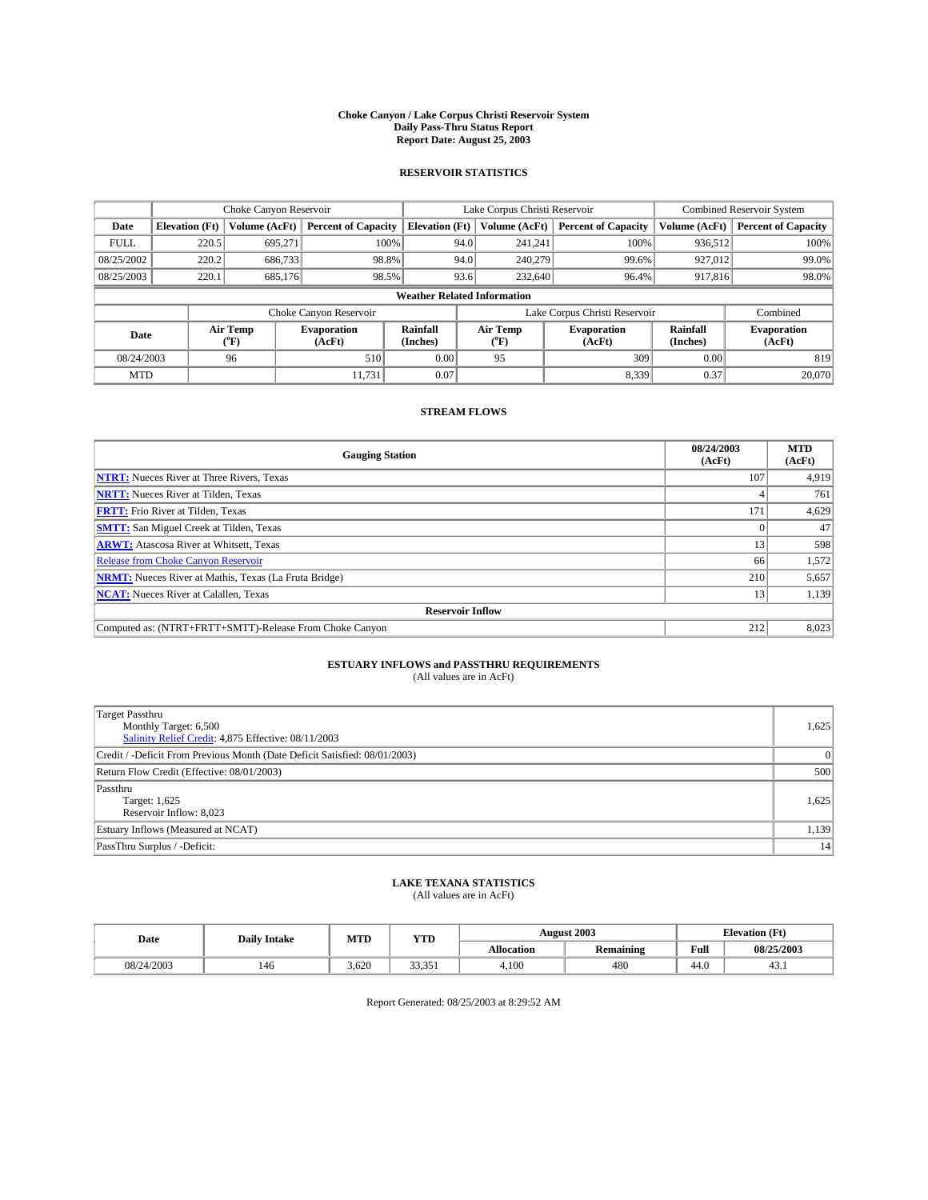# Choke Canyon / Lake Corpus Christi Reservoir System
## Daily Pass-Thru Status Report
### Report Date: August 25, 2003

## RESERVOIR STATISTICS

| | Choke Canyon Reservoir | | | Lake Corpus Christi Reservoir | | | Combined Reservoir System | |
|---|---|---|---|---|---|---|---|---|
| Date | Elevation (Ft) | Volume (AcFt) | Percent of Capacity | Elevation (Ft) | Volume (AcFt) | Percent of Capacity | Volume (AcFt) | Percent of Capacity |
| FULL | 220.5 | 695,271 | 100% | 94.0 | 241,241 | 100% | 936,512 | 100% |
| 08/25/2002 | 220.2 | 686,733 | 98.8% | 94.0 | 240,279 | 99.6% | 927,012 | 99.0% |
| 08/25/2003 | 220.1 | 685,176 | 98.5% | 93.6 | 232,640 | 96.4% | 917,816 | 98.0% |

### Weather Related Information

| | Choke Canyon Reservoir | | | Lake Corpus Christi Reservoir | | | Combined |
|---|---|---|---|---|---|---|---|
| Date | Air Temp (°F) | Evaporation (AcFt) | Rainfall (Inches) | Air Temp (°F) | Evaporation (AcFt) | Rainfall (Inches) | Evaporation (AcFt) |
| 08/24/2003 | 96 | 510 | 0.00 | 95 | 309 | 0.00 | 819 |
| MTD | | 11,731 | 0.07 | | 8,339 | 0.37 | 20,070 |

## STREAM FLOWS

| Gauging Station | 08/24/2003 (AcFt) | MTD (AcFt) |
|---|---|---|
| **NTRT:** Nueces River at Three Rivers, Texas | 107 | 4,919 |
| **NRTT:** Nueces River at Tilden, Texas | 4 | 761 |
| **FRTT:** Frio River at Tilden, Texas | 171 | 4,629 |
| **SMTT:** San Miguel Creek at Tilden, Texas | 0 | 47 |
| **ARWT:** Atascosa River at Whitsett, Texas | 13 | 598 |
| Release from Choke Canyon Reservoir | 66 | 1,572 |
| **NRMT:** Nueces River at Mathis, Texas (La Fruta Bridge) | 210 | 5,657 |
| **NCAT:** Nueces River at Calallen, Texas | 13 | 1,139 |
| **Reservoir Inflow** | | |
| Computed as: (NTRT+FRTT+SMTT)-Release From Choke Canyon | 212 | 8,023 |

## ESTUARY INFLOWS and PASSTHRU REQUIREMENTS
(All values are in AcFt)

| | |
|---|---|
| Target Passthru<br>Monthly Target: 6,500<br>Salinity Relief Credit: 4,875 Effective: 08/11/2003 | 1,625 |
| Credit / -Deficit From Previous Month (Date Deficit Satisfied: 08/01/2003) | 0 |
| Return Flow Credit (Effective: 08/01/2003) | 500 |
| Passthru<br>Target: 1,625<br>Reservoir Inflow: 8,023 | 1,625 |
| Estuary Inflows (Measured at NCAT) | 1,139 |
| PassThru Surplus / -Deficit: | 14 |

## LAKE TEXANA STATISTICS
(All values are in AcFt)

| Date | Daily Intake | MTD | YTD | August 2003 | | Elevation (Ft) | |
|---|---|---|---|---|---|---|---|
| | | | | Allocation | Remaining | Full | 08/25/2003 |
| 08/24/2003 | 146 | 3,620 | 33,351 | 4,100 | 480 | 44.0 | 43.1 |

Report Generated: 08/25/2003 at 8:29:52 AM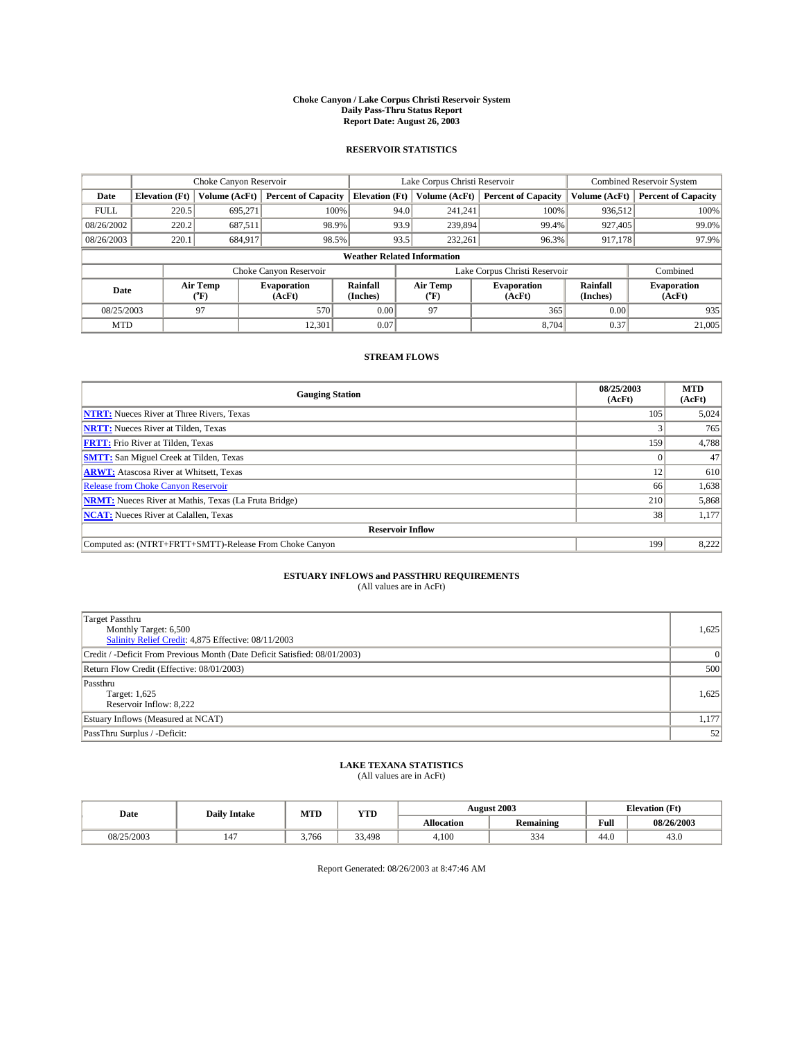# Choke Canyon / Lake Corpus Christi Reservoir System
## Daily Pass-Thru Status Report
## Report Date: August 26, 2003

### RESERVOIR STATISTICS

| | Choke Canyon Reservoir | | | Lake Corpus Christi Reservoir | | | Combined Reservoir System | |
|---|---|---|---|---|---|---|---|---|
| Date | Elevation (Ft) | Volume (AcFt) | Percent of Capacity | Elevation (Ft) | Volume (AcFt) | Percent of Capacity | Volume (AcFt) | Percent of Capacity |
| FULL | 220.5 | 695,271 | 100% | 94.0 | 241,241 | 100% | 936,512 | 100% |
| 08/26/2002 | 220.2 | 687,511 | 98.9% | 93.9 | 239,894 | 99.4% | 927,405 | 99.0% |
| 08/26/2003 | 220.1 | 684,917 | 98.5% | 93.5 | 232,261 | 96.3% | 917,178 | 97.9% |

**Weather Related Information**

| | Choke Canyon Reservoir | | | Lake Corpus Christi Reservoir | | | Combined |
|---|---|---|---|---|---|---|---|
| Date | Air Temp (°F) | Evaporation (AcFt) | Rainfall (Inches) | Air Temp (°F) | Evaporation (AcFt) | Rainfall (Inches) | Evaporation (AcFt) |
| 08/25/2003 | 97 | 570 | 0.00 | 97 | 365 | 0.00 | 935 |
| MTD | | 12,301 | 0.07 | | 8,704 | 0.37 | 21,005 |

### STREAM FLOWS

| Gauging Station | 08/25/2003 (AcFt) | MTD (AcFt) |
|---|---|---|
| **NTRT:** Nueces River at Three Rivers, Texas | 105 | 5,024 |
| **NRTT:** Nueces River at Tilden, Texas | 3 | 765 |
| **FRTT:** Frio River at Tilden, Texas | 159 | 4,788 |
| **SMTT:** San Miguel Creek at Tilden, Texas | 0 | 47 |
| **ARWT:** Atascosa River at Whitsett, Texas | 12 | 610 |
| Release from Choke Canyon Reservoir | 66 | 1,638 |
| **NRMT:** Nueces River at Mathis, Texas (La Fruta Bridge) | 210 | 5,868 |
| **NCAT:** Nueces River at Calallen, Texas | 38 | 1,177 |
| **Reservoir Inflow** | | |
| Computed as: (NTRT+FRTT+SMTT)-Release From Choke Canyon | 199 | 8,222 |

### ESTUARY INFLOWS and PASSTHRU REQUIREMENTS
(All values are in AcFt)

| | |
|---|---|
| Target Passthru<br>Monthly Target: 6,500<br>Salinity Relief Credit: 4,875 Effective: 08/11/2003 | 1,625 |
| Credit / -Deficit From Previous Month (Date Deficit Satisfied: 08/01/2003) | 0 |
| Return Flow Credit (Effective: 08/01/2003) | 500 |
| Passthru<br>Target: 1,625<br>Reservoir Inflow: 8,222 | 1,625 |
| Estuary Inflows (Measured at NCAT) | 1,177 |
| PassThru Surplus / -Deficit: | 52 |

### LAKE TEXANA STATISTICS
(All values are in AcFt)

| Date | Daily Intake | MTD | YTD | August 2003 | | Elevation (Ft) | |
|---|---|---|---|---|---|---|---|
| | | | | Allocation | Remaining | Full | 08/26/2003 |
| 08/25/2003 | 147 | 3,766 | 33,498 | 4,100 | 334 | 44.0 | 43.0 |

Report Generated: 08/26/2003 at 8:47:46 AM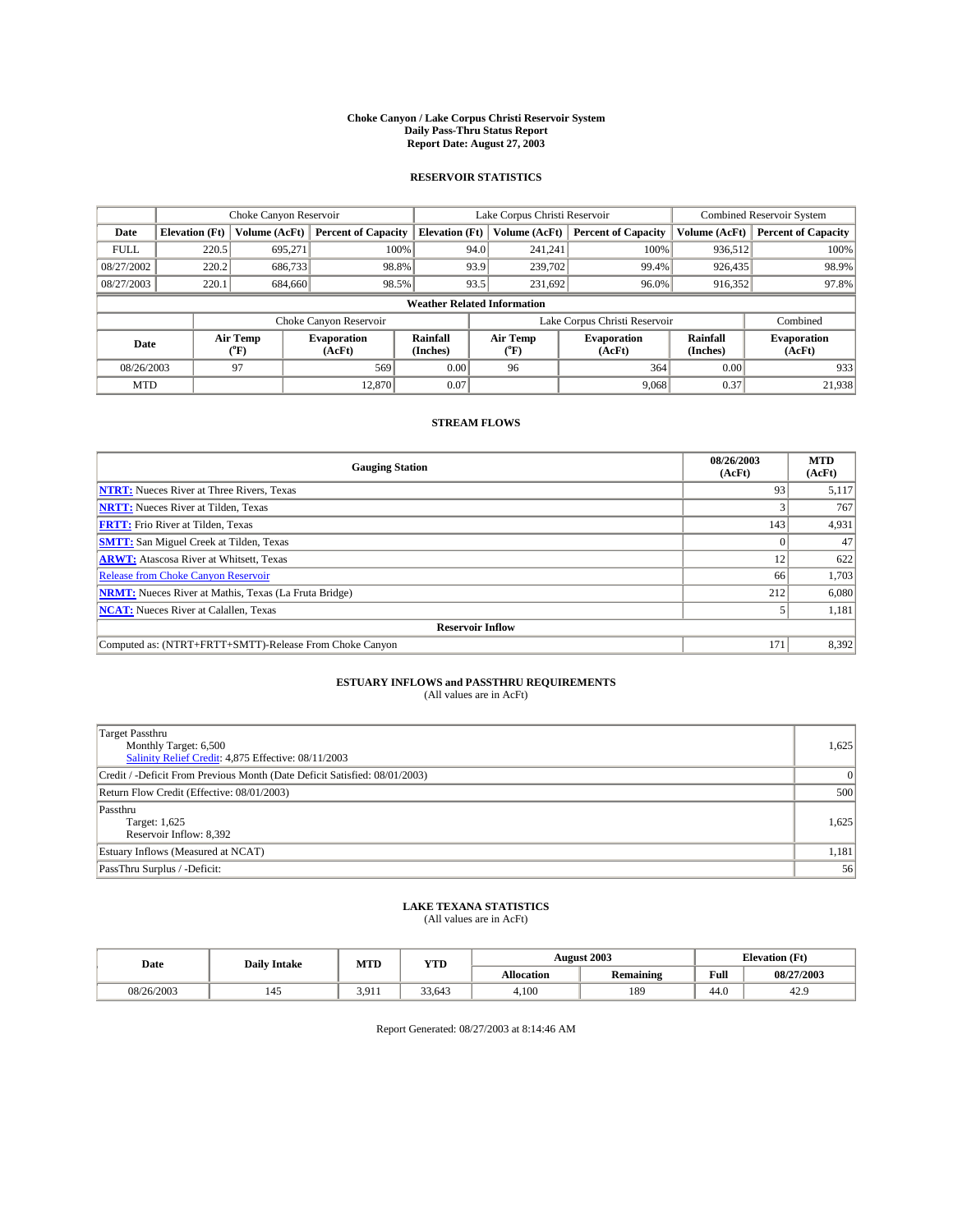**Choke Canyon / Lake Corpus Christi Reservoir System**
**Daily Pass-Thru Status Report**
**Report Date: August 27, 2003**

## RESERVOIR STATISTICS

| | Choke Canyon Reservoir | | | Lake Corpus Christi Reservoir | | | Combined Reservoir System | |
|---|---|---|---|---|---|---|---|---|
| Date | Elevation (Ft) | Volume (AcFt) | Percent of Capacity | Elevation (Ft) | Volume (AcFt) | Percent of Capacity | Volume (AcFt) | Percent of Capacity |
| FULL | 220.5 | 695,271 | 100% | 94.0 | 241,241 | 100% | 936,512 | 100% |
| 08/27/2002 | 220.2 | 686,733 | 98.8% | 93.9 | 239,702 | 99.4% | 926,435 | 98.9% |
| 08/27/2003 | 220.1 | 684,660 | 98.5% | 93.5 | 231,692 | 96.0% | 916,352 | 97.8% |

**Weather Related Information**

| | Choke Canyon Reservoir | | | Lake Corpus Christi Reservoir | | | Combined |
|---|---|---|---|---|---|---|---|
| Date | Air Temp (°F) | Evaporation (AcFt) | Rainfall (Inches) | Air Temp (°F) | Evaporation (AcFt) | Rainfall (Inches) | Evaporation (AcFt) |
| 08/26/2003 | 97 | 569 | 0.00 | 96 | 364 | 0.00 | 933 |
| MTD | | 12,870 | 0.07 | | 9,068 | 0.37 | 21,938 |

## STREAM FLOWS

| Gauging Station | 08/26/2003 (AcFt) | MTD (AcFt) |
|---|---|---|
| NTRT: Nueces River at Three Rivers, Texas | 93 | 5,117 |
| NRTT: Nueces River at Tilden, Texas | 3 | 767 |
| FRTT: Frio River at Tilden, Texas | 143 | 4,931 |
| SMTT: San Miguel Creek at Tilden, Texas | 0 | 47 |
| ARWT: Atascosa River at Whitsett, Texas | 12 | 622 |
| Release from Choke Canyon Reservoir | 66 | 1,703 |
| NRMT: Nueces River at Mathis, Texas (La Fruta Bridge) | 212 | 6,080 |
| NCAT: Nueces River at Calallen, Texas | 5 | 1,181 |
| **Reservoir Inflow** | | |
| Computed as: (NTRT+FRTT+SMTT)-Release From Choke Canyon | 171 | 8,392 |

## ESTUARY INFLOWS and PASSTHRU REQUIREMENTS

(All values are in AcFt)

| | |
|---|---|
| Target Passthru<br>Monthly Target: 6,500<br>Salinity Relief Credit: 4,875 Effective: 08/11/2003 | 1,625 |
| Credit / -Deficit From Previous Month (Date Deficit Satisfied: 08/01/2003) | 0 |
| Return Flow Credit (Effective: 08/01/2003) | 500 |
| Passthru<br>Target: 1,625<br>Reservoir Inflow: 8,392 | 1,625 |
| Estuary Inflows (Measured at NCAT) | 1,181 |
| PassThru Surplus / -Deficit: | 56 |

## LAKE TEXANA STATISTICS

(All values are in AcFt)

| Date | Daily Intake | MTD | YTD | August 2003 | | Elevation (Ft) | |
|---|---|---|---|---|---|---|---|
| | | | | Allocation | Remaining | Full | 08/27/2003 |
| 08/26/2003 | 145 | 3,911 | 33,643 | 4,100 | 189 | 44.0 | 42.9 |

Report Generated: 08/27/2003 at 8:14:46 AM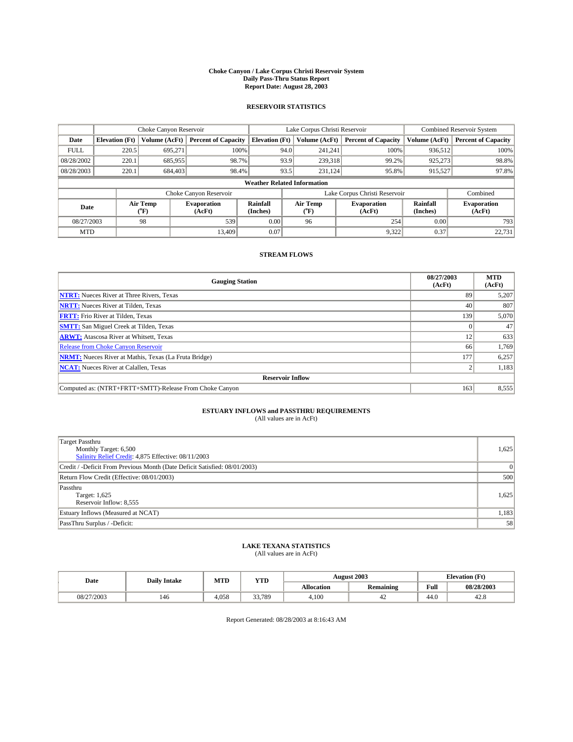# Choke Canyon / Lake Corpus Christi Reservoir System
## Daily Pass-Thru Status Report
## Report Date: August 28, 2003

### RESERVOIR STATISTICS

| | Choke Canyon Reservoir | | | Lake Corpus Christi Reservoir | | | Combined Reservoir System | |
|---|---|---|---|---|---|---|---|---|
| Date | Elevation (Ft) | Volume (AcFt) | Percent of Capacity | Elevation (Ft) | Volume (AcFt) | Percent of Capacity | Volume (AcFt) | Percent of Capacity |
| FULL | 220.5 | 695,271 | 100% | 94.0 | 241,241 | 100% | 936,512 | 100% |
| 08/28/2002 | 220.1 | 685,955 | 98.7% | 93.9 | 239,318 | 99.2% | 925,273 | 98.8% |
| 08/28/2003 | 220.1 | 684,403 | 98.4% | 93.5 | 231,124 | 95.8% | 915,527 | 97.8% |

**Weather Related Information**

| | Choke Canyon Reservoir | | | Lake Corpus Christi Reservoir | | | Combined |
|---|---|---|---|---|---|---|---|
| Date | Air Temp (°F) | Evaporation (AcFt) | Rainfall (Inches) | Air Temp (°F) | Evaporation (AcFt) | Rainfall (Inches) | Evaporation (AcFt) |
| 08/27/2003 | 98 | 539 | 0.00 | 96 | 254 | 0.00 | 793 |
| MTD | | 13,409 | 0.07 | | 9,322 | 0.37 | 22,731 |

### STREAM FLOWS

| Gauging Station | 08/27/2003 (AcFt) | MTD (AcFt) |
|---|---|---|
| **NTRT:** Nueces River at Three Rivers, Texas | 89 | 5,207 |
| **NRTT:** Nueces River at Tilden, Texas | 40 | 807 |
| **FRTT:** Frio River at Tilden, Texas | 139 | 5,070 |
| **SMTT:** San Miguel Creek at Tilden, Texas | 0 | 47 |
| **ARWT:** Atascosa River at Whitsett, Texas | 12 | 633 |
| Release from Choke Canyon Reservoir | 66 | 1,769 |
| **NRMT:** Nueces River at Mathis, Texas (La Fruta Bridge) | 177 | 6,257 |
| **NCAT:** Nueces River at Calallen, Texas | 2 | 1,183 |
| **Reservoir Inflow** | | |
| Computed as: (NTRT+FRTT+SMTT)-Release From Choke Canyon | 163 | 8,555 |

### ESTUARY INFLOWS and PASSTHRU REQUIREMENTS
(All values are in AcFt)

| | |
|---|---|
| Target Passthru<br>Monthly Target: 6,500<br>Salinity Relief Credit: 4,875 Effective: 08/11/2003 | 1,625 |
| Credit / -Deficit From Previous Month (Date Deficit Satisfied: 08/01/2003) | 0 |
| Return Flow Credit (Effective: 08/01/2003) | 500 |
| Passthru<br>Target: 1,625<br>Reservoir Inflow: 8,555 | 1,625 |
| Estuary Inflows (Measured at NCAT) | 1,183 |
| PassThru Surplus / -Deficit: | 58 |

### LAKE TEXANA STATISTICS
(All values are in AcFt)

| Date | Daily Intake | MTD | YTD | August 2003 | | Elevation (Ft) | |
|---|---|---|---|---|---|---|---|
| | | | | Allocation | Remaining | Full | 08/28/2003 |
| 08/27/2003 | 146 | 4,058 | 33,789 | 4,100 | 42 | 44.0 | 42.8 |

Report Generated: 08/28/2003 at 8:16:43 AM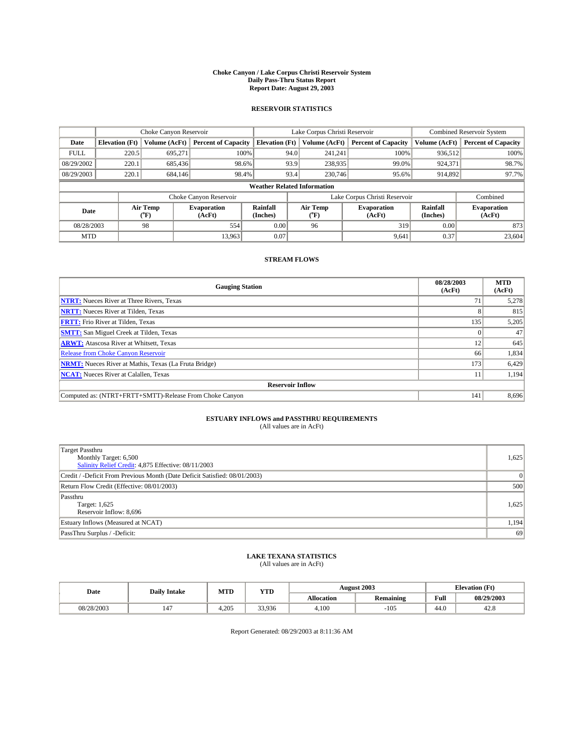# Choke Canyon / Lake Corpus Christi Reservoir System
## Daily Pass-Thru Status Report
## Report Date: August 29, 2003

### RESERVOIR STATISTICS

| | Choke Canyon Reservoir | | | Lake Corpus Christi Reservoir | | | Combined Reservoir System | |
|---|---|---|---|---|---|---|---|---|
| Date | Elevation (Ft) | Volume (AcFt) | Percent of Capacity | Elevation (Ft) | Volume (AcFt) | Percent of Capacity | Volume (AcFt) | Percent of Capacity |
| FULL | 220.5 | 695,271 | 100% | 94.0 | 241,241 | 100% | 936,512 | 100% |
| 08/29/2002 | 220.1 | 685,436 | 98.6% | 93.9 | 238,935 | 99.0% | 924,371 | 98.7% |
| 08/29/2003 | 220.1 | 684,146 | 98.4% | 93.4 | 230,746 | 95.6% | 914,892 | 97.7% |

**Weather Related Information**

| | Choke Canyon Reservoir | | | Lake Corpus Christi Reservoir | | | Combined |
|---|---|---|---|---|---|---|---|
| Date | Air Temp (°F) | Evaporation (AcFt) | Rainfall (Inches) | Air Temp (°F) | Evaporation (AcFt) | Rainfall (Inches) | Evaporation (AcFt) |
| 08/28/2003 | 98 | 554 | 0.00 | 96 | 319 | 0.00 | 873 |
| MTD | | 13,963 | 0.07 | | 9,641 | 0.37 | 23,604 |

### STREAM FLOWS

| Gauging Station | 08/28/2003 (AcFt) | MTD (AcFt) |
|---|---|---|
| **NTRT:** Nueces River at Three Rivers, Texas | 71 | 5,278 |
| **NRTT:** Nueces River at Tilden, Texas | 8 | 815 |
| **FRTT:** Frio River at Tilden, Texas | 135 | 5,205 |
| **SMTT:** San Miguel Creek at Tilden, Texas | 0 | 47 |
| **ARWT:** Atascosa River at Whitsett, Texas | 12 | 645 |
| Release from Choke Canyon Reservoir | 66 | 1,834 |
| **NRMT:** Nueces River at Mathis, Texas (La Fruta Bridge) | 173 | 6,429 |
| **NCAT:** Nueces River at Calallen, Texas | 11 | 1,194 |
| **Reservoir Inflow** | | |
| Computed as: (NTRT+FRTT+SMTT)-Release From Choke Canyon | 141 | 8,696 |

### ESTUARY INFLOWS and PASSTHRU REQUIREMENTS
(All values are in AcFt)

| | |
|---|---|
| Target Passthru<br>Monthly Target: 6,500<br>Salinity Relief Credit: 4,875 Effective: 08/11/2003 | 1,625 |
| Credit / -Deficit From Previous Month (Date Deficit Satisfied: 08/01/2003) | 0 |
| Return Flow Credit (Effective: 08/01/2003) | 500 |
| Passthru<br>Target: 1,625<br>Reservoir Inflow: 8,696 | 1,625 |
| Estuary Inflows (Measured at NCAT) | 1,194 |
| PassThru Surplus / -Deficit: | 69 |

### LAKE TEXANA STATISTICS
(All values are in AcFt)

| Date | Daily Intake | MTD | YTD | August 2003 | | Elevation (Ft) | |
|---|---|---|---|---|---|---|---|
| | | | | Allocation | Remaining | Full | 08/29/2003 |
| 08/28/2003 | 147 | 4,205 | 33,936 | 4,100 | -105 | 44.0 | 42.8 |

Report Generated: 08/29/2003 at 8:11:36 AM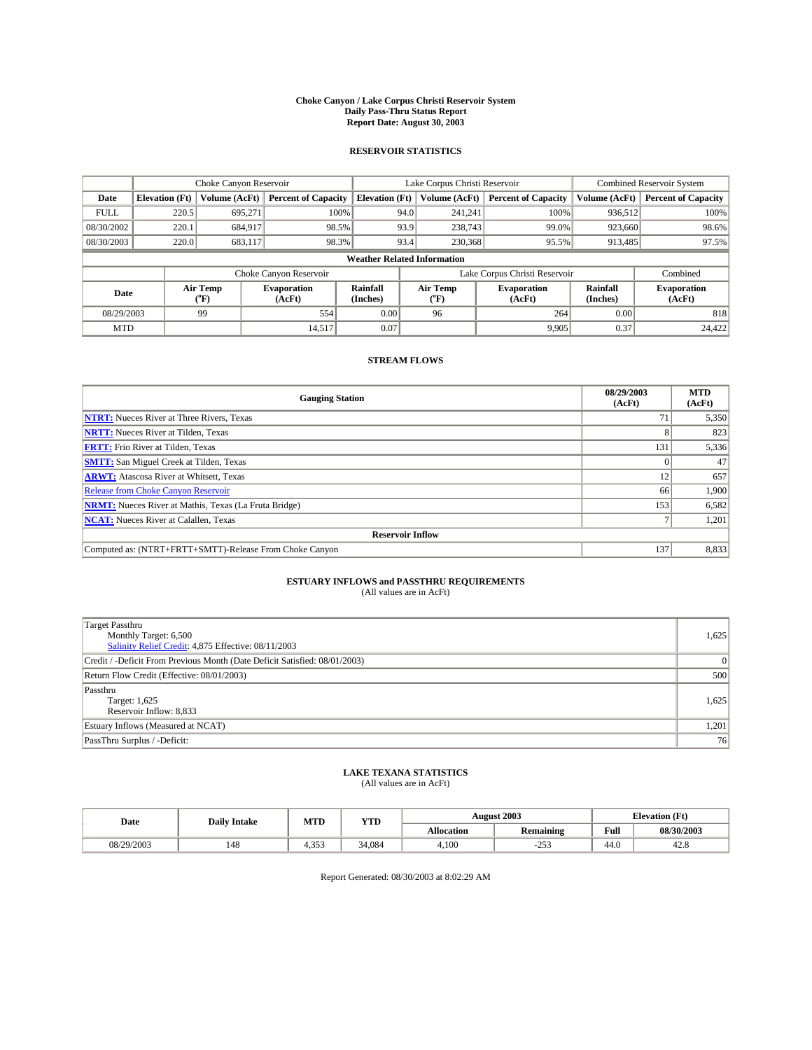# Choke Canyon / Lake Corpus Christi Reservoir System
## Daily Pass-Thru Status Report
## Report Date: August 30, 2003

### RESERVOIR STATISTICS

| | Choke Canyon Reservoir | | | Lake Corpus Christi Reservoir | | | Combined Reservoir System | |
|---|---|---|---|---|---|---|---|---|
| Date | Elevation (Ft) | Volume (AcFt) | Percent of Capacity | Elevation (Ft) | Volume (AcFt) | Percent of Capacity | Volume (AcFt) | Percent of Capacity |
| FULL | 220.5 | 695,271 | 100% | 94.0 | 241,241 | 100% | 936,512 | 100% |
| 08/30/2002 | 220.1 | 684,917 | 98.5% | 93.9 | 238,743 | 99.0% | 923,660 | 98.6% |
| 08/30/2003 | 220.0 | 683,117 | 98.3% | 93.4 | 230,368 | 95.5% | 913,485 | 97.5% |

**Weather Related Information**

| | Choke Canyon Reservoir | | | Lake Corpus Christi Reservoir | | | Combined |
|---|---|---|---|---|---|---|---|
| Date | Air Temp (°F) | Evaporation (AcFt) | Rainfall (Inches) | Air Temp (°F) | Evaporation (AcFt) | Rainfall (Inches) | Evaporation (AcFt) |
| 08/29/2003 | 99 | 554 | 0.00 | 96 | 264 | 0.00 | 818 |
| MTD | | 14,517 | 0.07 | | 9,905 | 0.37 | 24,422 |

### STREAM FLOWS

| Gauging Station | 08/29/2003 (AcFt) | MTD (AcFt) |
|---|---|---|
| **NTRT:** Nueces River at Three Rivers, Texas | 71 | 5,350 |
| **NRTT:** Nueces River at Tilden, Texas | 8 | 823 |
| **FRTT:** Frio River at Tilden, Texas | 131 | 5,336 |
| **SMTT:** San Miguel Creek at Tilden, Texas | 0 | 47 |
| **ARWT:** Atascosa River at Whitsett, Texas | 12 | 657 |
| Release from Choke Canyon Reservoir | 66 | 1,900 |
| **NRMT:** Nueces River at Mathis, Texas (La Fruta Bridge) | 153 | 6,582 |
| **NCAT:** Nueces River at Calallen, Texas | 7 | 1,201 |
| **Reservoir Inflow** | | |
| Computed as: (NTRT+FRTT+SMTT)-Release From Choke Canyon | 137 | 8,833 |

### ESTUARY INFLOWS and PASSTHRU REQUIREMENTS
(All values are in AcFt)

| | |
|---|---|
| Target Passthru<br>Monthly Target: 6,500<br>Salinity Relief Credit: 4,875 Effective: 08/11/2003 | 1,625 |
| Credit / -Deficit From Previous Month (Date Deficit Satisfied: 08/01/2003) | 0 |
| Return Flow Credit (Effective: 08/01/2003) | 500 |
| Passthru<br>Target: 1,625<br>Reservoir Inflow: 8,833 | 1,625 |
| Estuary Inflows (Measured at NCAT) | 1,201 |
| PassThru Surplus / -Deficit: | 76 |

### LAKE TEXANA STATISTICS
(All values are in AcFt)

| Date | Daily Intake | MTD | YTD | August 2003 | | Elevation (Ft) | |
|---|---|---|---|---|---|---|---|
| | | | | Allocation | Remaining | Full | 08/30/2003 |
| 08/29/2003 | 148 | 4,353 | 34,084 | 4,100 | -253 | 44.0 | 42.8 |

Report Generated: 08/30/2003 at 8:02:29 AM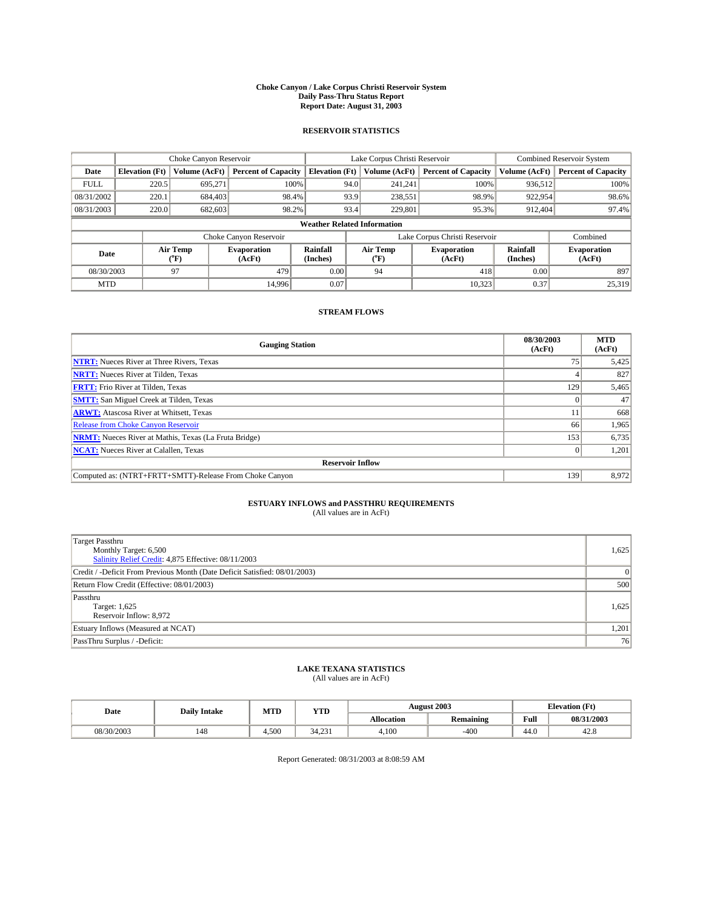# Choke Canyon / Lake Corpus Christi Reservoir System
## Daily Pass-Thru Status Report
## Report Date: August 31, 2003

### RESERVOIR STATISTICS

| | Choke Canyon Reservoir | | | Lake Corpus Christi Reservoir | | | Combined Reservoir System | |
|---|---|---|---|---|---|---|---|---|
| **Date** | **Elevation (Ft)** | **Volume (AcFt)** | **Percent of Capacity** | **Elevation (Ft)** | **Volume (AcFt)** | **Percent of Capacity** | **Volume (AcFt)** | **Percent of Capacity** |
| FULL | 220.5 | 695,271 | 100% | 94.0 | 241,241 | 100% | 936,512 | 100% |
| 08/31/2002 | 220.1 | 684,403 | 98.4% | 93.9 | 238,551 | 98.9% | 922,954 | 98.6% |
| 08/31/2003 | 220.0 | 682,603 | 98.2% | 93.4 | 229,801 | 95.3% | 912,404 | 97.4% |

**Weather Related Information**

| | Choke Canyon Reservoir | | | Lake Corpus Christi Reservoir | | | Combined |
|---|---|---|---|---|---|---|---|
| **Date** | **Air Temp (°F)** | **Evaporation (AcFt)** | **Rainfall (Inches)** | **Air Temp (°F)** | **Evaporation (AcFt)** | **Rainfall (Inches)** | **Evaporation (AcFt)** |
| 08/30/2003 | 97 | 479 | 0.00 | 94 | 418 | 0.00 | 897 |
| MTD | | 14,996 | 0.07 | | 10,323 | 0.37 | 25,319 |

### STREAM FLOWS

| Gauging Station | 08/30/2003 (AcFt) | MTD (AcFt) |
|---|---|---|
| **NTRT:** Nueces River at Three Rivers, Texas | 75 | 5,425 |
| **NRTT:** Nueces River at Tilden, Texas | 4 | 827 |
| **FRTT:** Frio River at Tilden, Texas | 129 | 5,465 |
| **SMTT:** San Miguel Creek at Tilden, Texas | 0 | 47 |
| **ARWT:** Atascosa River at Whitsett, Texas | 11 | 668 |
| Release from Choke Canyon Reservoir | 66 | 1,965 |
| **NRMT:** Nueces River at Mathis, Texas (La Fruta Bridge) | 153 | 6,735 |
| **NCAT:** Nueces River at Calallen, Texas | 0 | 1,201 |
| **Reservoir Inflow** | | |
| Computed as: (NTRT+FRTT+SMTT)-Release From Choke Canyon | 139 | 8,972 |

### ESTUARY INFLOWS and PASSTHRU REQUIREMENTS
(All values are in AcFt)

| | |
|---|---|
| Target Passthru<br>Monthly Target: 6,500<br>Salinity Relief Credit: 4,875 Effective: 08/11/2003 | 1,625 |
| Credit / -Deficit From Previous Month (Date Deficit Satisfied: 08/01/2003) | 0 |
| Return Flow Credit (Effective: 08/01/2003) | 500 |
| Passthru<br>Target: 1,625<br>Reservoir Inflow: 8,972 | 1,625 |
| Estuary Inflows (Measured at NCAT) | 1,201 |
| PassThru Surplus / -Deficit: | 76 |

### LAKE TEXANA STATISTICS
(All values are in AcFt)

| Date | Daily Intake | MTD | YTD | August 2003 | | Elevation (Ft) | |
|---|---|---|---|---|---|---|---|
| | | | | **Allocation** | **Remaining** | **Full** | **08/31/2003** |
| 08/30/2003 | 148 | 4,500 | 34,231 | 4,100 | -400 | 44.0 | 42.8 |

Report Generated: 08/31/2003 at 8:08:59 AM